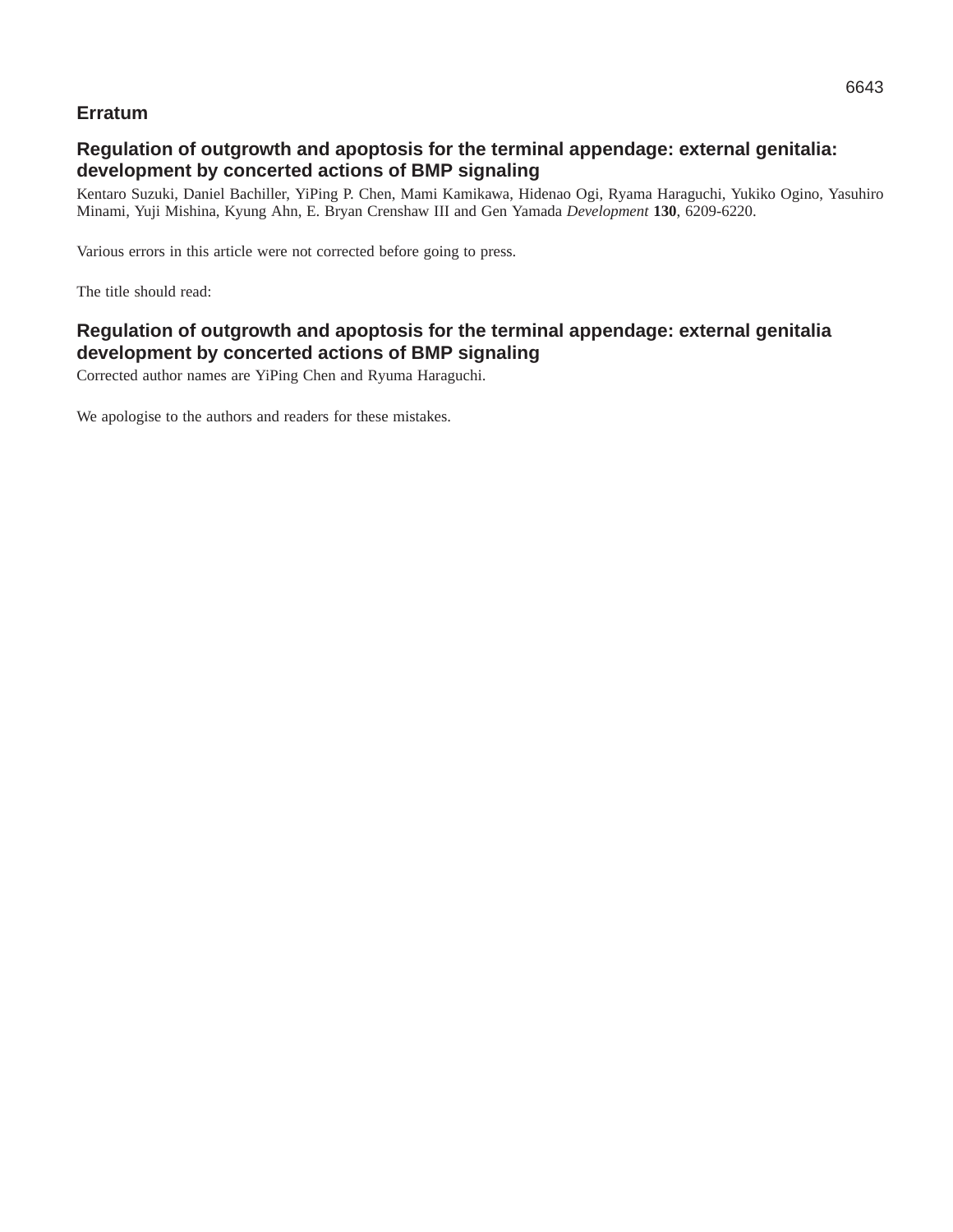## Erratum

### Regulation of outgrowth and apoptosis for the terminal appendage: external genitalia: development by concerted actions of BMP signaling

Kentaro Suzuki, Daniel Bachiller, YiPing P. Chen, Mami Kamikawa, Hidenao Ogi, Ryama Haraguchi, Yukiko Ogino, Yasuhiro Minami, Yuji Mishina, Kyung Ahn, E. Bryan Crenshaw III and Gen Yamada *Development* **130**, 6209-6220.

Various errors in this article were not corrected before going to press.

The title should read:

### Regulation of outgrowth and apoptosis for the terminal appendage: external genitalia development by concerted actions of BMP signaling

Corrected author names are YiPing Chen and Ryuma Haraguchi.

We apologise to the authors and readers for these mistakes.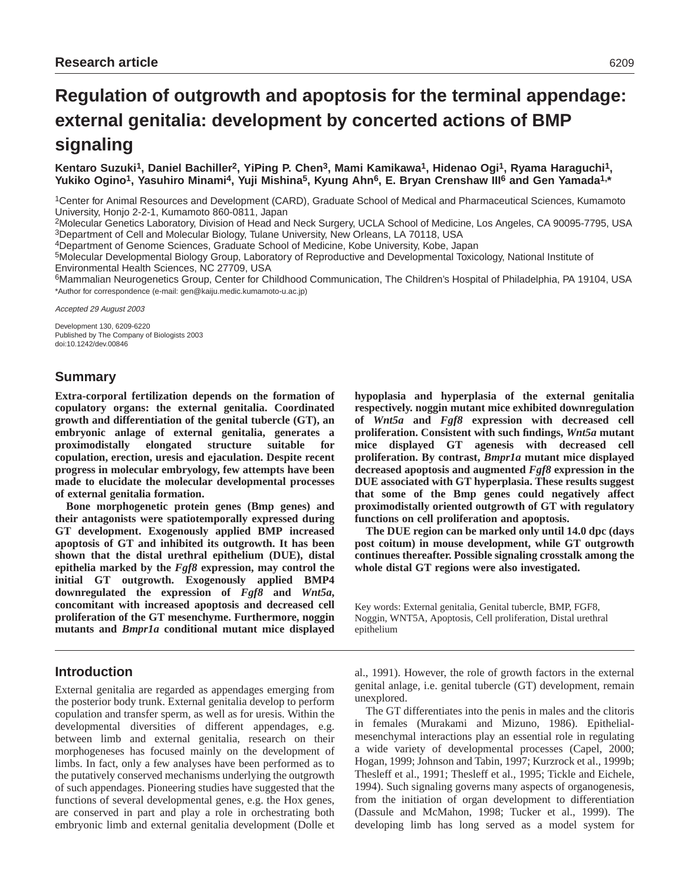## Research article

# Regulation of outgrowth and apoptosis for the terminal appendage: external genitalia: development by concerted actions of BMP signaling

**Kentaro Suzuki[1], Daniel Bachiller[2], YiPing P. Chen[3], Mami Kamikawa[1], Hidenao Ogi[1], Ryama Haraguchi[1], Yukiko Ogino[1], Yasuhiro Minami[4], Yuji Mishina[5], Kyung Ahn[6], E. Bryan Crenshaw III[6] and Gen Yamada[1,*]**

[1]Center for Animal Resources and Development (CARD), Graduate School of Medical and Pharmaceutical Sciences, Kumamoto University, Honjo 2-2-1, Kumamoto 860-0811, Japan
[2]Molecular Genetics Laboratory, Division of Head and Neck Surgery, UCLA School of Medicine, Los Angeles, CA 90095-7795, USA
[3]Department of Cell and Molecular Biology, Tulane University, New Orleans, LA 70118, USA
[4]Department of Genome Sciences, Graduate School of Medicine, Kobe University, Kobe, Japan
[5]Molecular Developmental Biology Group, Laboratory of Reproductive and Developmental Toxicology, National Institute of Environmental Health Sciences, NC 27709, USA
[6]Mammalian Neurogenetics Group, Center for Childhood Communication, The Children's Hospital of Philadelphia, PA 19104, USA
*Author for correspondence (e-mail: gen@kaiju.medic.kumamoto-u.ac.jp)

*Accepted 29 August 2003*

Development 130, 6209-6220
Published by The Company of Biologists 2003
doi:10.1242/dev.00846

## Summary

**Extra-corporal fertilization depends on the formation of copulatory organs: the external genitalia. Coordinated growth and differentiation of the genital tubercle (GT), an embryonic anlage of external genitalia, generates a proximodistally elongated structure suitable for copulation, erection, uresis and ejaculation. Despite recent progress in molecular embryology, few attempts have been made to elucidate the molecular developmental processes of external genitalia formation.**

**Bone morphogenetic protein genes (Bmp genes) and their antagonists were spatiotemporally expressed during GT development. Exogenously applied BMP increased apoptosis of GT and inhibited its outgrowth. It has been shown that the distal urethral epithelium (DUE), distal epithelia marked by the *Fgf8* expression, may control the initial GT outgrowth. Exogenously applied BMP4 downregulated the expression of *Fgf8* and *Wnt5a*, concomitant with increased apoptosis and decreased cell proliferation of the GT mesenchyme. Furthermore, noggin mutants and *Bmpr1a* conditional mutant mice displayed hypoplasia and hyperplasia of the external genitalia respectively. noggin mutant mice exhibited downregulation of *Wnt5a* and *Fgf8* expression with decreased cell proliferation. Consistent with such findings, *Wnt5a* mutant mice displayed GT agenesis with decreased cell proliferation. By contrast, *Bmpr1a* mutant mice displayed decreased apoptosis and augmented *Fgf8* expression in the DUE associated with GT hyperplasia. These results suggest that some of the Bmp genes could negatively affect proximodistally oriented outgrowth of GT with regulatory functions on cell proliferation and apoptosis.**

**The DUE region can be marked only until 14.0 dpc (days post coitum) in mouse development, while GT outgrowth continues thereafter. Possible signaling crosstalk among the whole distal GT regions were also investigated.**

Key words: External genitalia, Genital tubercle, BMP, FGF8, Noggin, WNT5A, Apoptosis, Cell proliferation, Distal urethral epithelium

## Introduction

External genitalia are regarded as appendages emerging from the posterior body trunk. External genitalia develop to perform copulation and transfer sperm, as well as for uresis. Within the developmental diversities of different appendages, e.g. between limb and external genitalia, research on their morphogeneses has focused mainly on the development of limbs. In fact, only a few analyses have been performed as to the putatively conserved mechanisms underlying the outgrowth of such appendages. Pioneering studies have suggested that the functions of several developmental genes, e.g. the Hox genes, are conserved in part and play a role in orchestrating both embryonic limb and external genitalia development (Dolle et al., 1991). However, the role of growth factors in the external genital anlage, i.e. genital tubercle (GT) development, remain unexplored.

The GT differentiates into the penis in males and the clitoris in females (Murakami and Mizuno, 1986). Epithelial-mesenchymal interactions play an essential role in regulating a wide variety of developmental processes (Capel, 2000; Hogan, 1999; Johnson and Tabin, 1997; Kurzrock et al., 1999b; Thesleff et al., 1991; Thesleff et al., 1995; Tickle and Eichele, 1994). Such signaling governs many aspects of organogenesis, from the initiation of organ development to differentiation (Dassule and McMahon, 1998; Tucker et al., 1999). The developing limb has long served as a model system for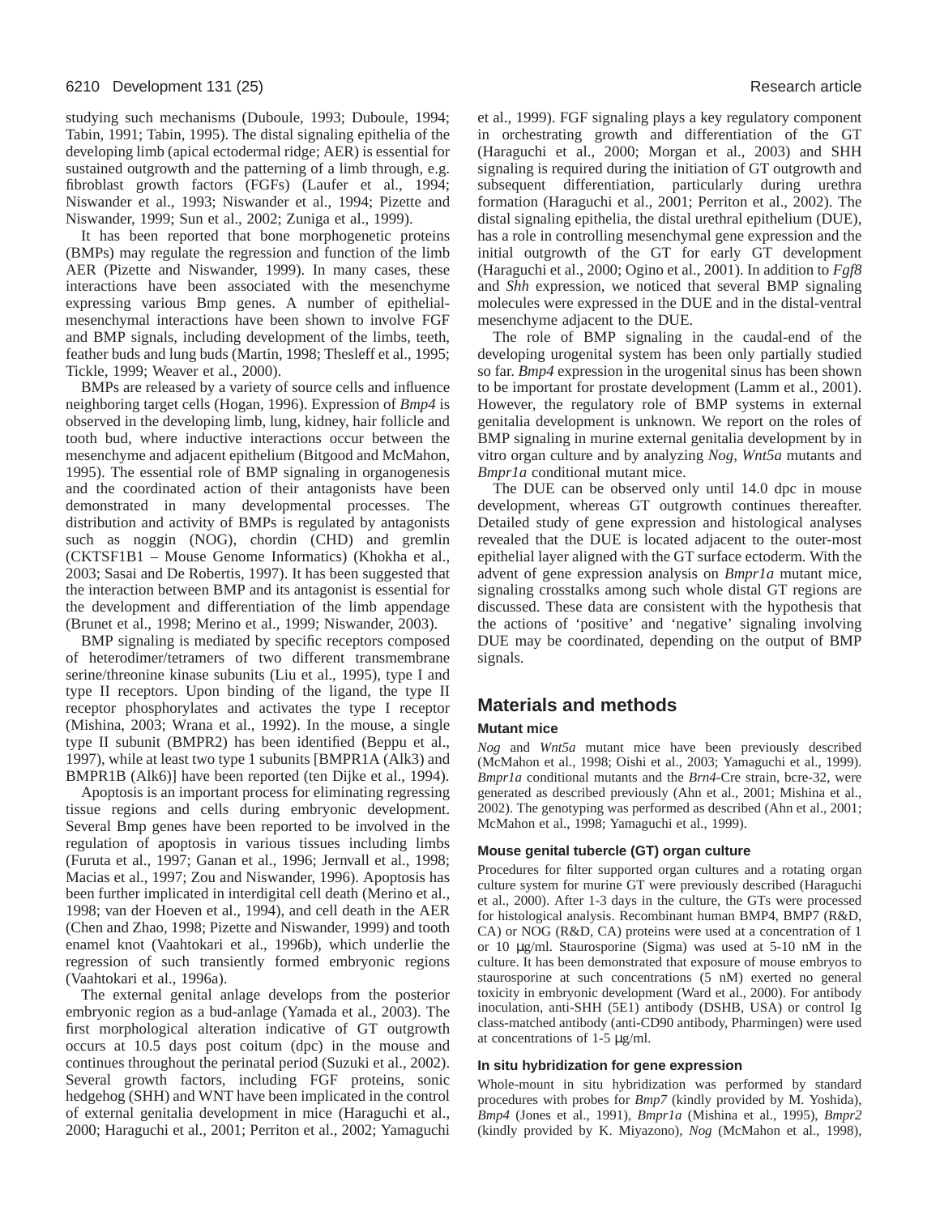studying such mechanisms (Duboule, 1993; Duboule, 1994; Tabin, 1991; Tabin, 1995). The distal signaling epithelia of the developing limb (apical ectodermal ridge; AER) is essential for sustained outgrowth and the patterning of a limb through, e.g. fibroblast growth factors (FGFs) (Laufer et al., 1994; Niswander et al., 1993; Niswander et al., 1994; Pizette and Niswander, 1999; Sun et al., 2002; Zuniga et al., 1999).

It has been reported that bone morphogenetic proteins (BMPs) may regulate the regression and function of the limb AER (Pizette and Niswander, 1999). In many cases, these interactions have been associated with the mesenchyme expressing various Bmp genes. A number of epithelial-mesenchymal interactions have been shown to involve FGF and BMP signals, including development of the limbs, teeth, feather buds and lung buds (Martin, 1998; Thesleff et al., 1995; Tickle, 1999; Weaver et al., 2000).

BMPs are released by a variety of source cells and influence neighboring target cells (Hogan, 1996). Expression of *Bmp4* is observed in the developing limb, lung, kidney, hair follicle and tooth bud, where inductive interactions occur between the mesenchyme and adjacent epithelium (Bitgood and McMahon, 1995). The essential role of BMP signaling in organogenesis and the coordinated action of their antagonists have been demonstrated in many developmental processes. The distribution and activity of BMPs is regulated by antagonists such as noggin (NOG), chordin (CHD) and gremlin (CKTSF1B1 – Mouse Genome Informatics) (Khokha et al., 2003; Sasai and De Robertis, 1997). It has been suggested that the interaction between BMP and its antagonist is essential for the development and differentiation of the limb appendage (Brunet et al., 1998; Merino et al., 1999; Niswander, 2003).

BMP signaling is mediated by specific receptors composed of heterodimer/tetramers of two different transmembrane serine/threonine kinase subunits (Liu et al., 1995), type I and type II receptors. Upon binding of the ligand, the type II receptor phosphorylates and activates the type I receptor (Mishina, 2003; Wrana et al., 1992). In the mouse, a single type II subunit (BMPR2) has been identified (Beppu et al., 1997), while at least two type 1 subunits [BMPR1A (Alk3) and BMPR1B (Alk6)] have been reported (ten Dijke et al., 1994).

Apoptosis is an important process for eliminating regressing tissue regions and cells during embryonic development. Several Bmp genes have been reported to be involved in the regulation of apoptosis in various tissues including limbs (Furuta et al., 1997; Ganan et al., 1996; Jernvall et al., 1998; Macias et al., 1997; Zou and Niswander, 1996). Apoptosis has been further implicated in interdigital cell death (Merino et al., 1998; van der Hoeven et al., 1994), and cell death in the AER (Chen and Zhao, 1998; Pizette and Niswander, 1999) and tooth enamel knot (Vaahtokari et al., 1996b), which underlie the regression of such transiently formed embryonic regions (Vaahtokari et al., 1996a).

The external genital anlage develops from the posterior embryonic region as a bud-anlage (Yamada et al., 2003). The first morphological alteration indicative of GT outgrowth occurs at 10.5 days post coitum (dpc) in the mouse and continues throughout the perinatal period (Suzuki et al., 2002). Several growth factors, including FGF proteins, sonic hedgehog (SHH) and WNT have been implicated in the control of external genitalia development in mice (Haraguchi et al., 2000; Haraguchi et al., 2001; Perriton et al., 2002; Yamaguchi et al., 1999). FGF signaling plays a key regulatory component in orchestrating growth and differentiation of the GT (Haraguchi et al., 2000; Morgan et al., 2003) and SHH signaling is required during the initiation of GT outgrowth and subsequent differentiation, particularly during urethra formation (Haraguchi et al., 2001; Perriton et al., 2002). The distal signaling epithelia, the distal urethral epithelium (DUE), has a role in controlling mesenchymal gene expression and the initial outgrowth of the GT for early GT development (Haraguchi et al., 2000; Ogino et al., 2001). In addition to *Fgf8* and *Shh* expression, we noticed that several BMP signaling molecules were expressed in the DUE and in the distal-ventral mesenchyme adjacent to the DUE.

The role of BMP signaling in the caudal-end of the developing urogenital system has been only partially studied so far. *Bmp4* expression in the urogenital sinus has been shown to be important for prostate development (Lamm et al., 2001). However, the regulatory role of BMP systems in external genitalia development is unknown. We report on the roles of BMP signaling in murine external genitalia development by in vitro organ culture and by analyzing *Nog*, *Wnt5a* mutants and *Bmpr1a* conditional mutant mice.

The DUE can be observed only until 14.0 dpc in mouse development, whereas GT outgrowth continues thereafter. Detailed study of gene expression and histological analyses revealed that the DUE is located adjacent to the outer-most epithelial layer aligned with the GT surface ectoderm. With the advent of gene expression analysis on *Bmpr1a* mutant mice, signaling crosstalks among such whole distal GT regions are discussed. These data are consistent with the hypothesis that the actions of 'positive' and 'negative' signaling involving DUE may be coordinated, depending on the output of BMP signals.

## Materials and methods

### Mutant mice

*Nog* and *Wnt5a* mutant mice have been previously described (McMahon et al., 1998; Oishi et al., 2003; Yamaguchi et al., 1999). *Bmpr1a* conditional mutants and the *Brn4*-Cre strain, bcre-32, were generated as described previously (Ahn et al., 2001; Mishina et al., 2002). The genotyping was performed as described (Ahn et al., 2001; McMahon et al., 1998; Yamaguchi et al., 1999).

### Mouse genital tubercle (GT) organ culture

Procedures for filter supported organ cultures and a rotating organ culture system for murine GT were previously described (Haraguchi et al., 2000). After 1-3 days in the culture, the GTs were processed for histological analysis. Recombinant human BMP4, BMP7 (R&D, CA) or NOG (R&D, CA) proteins were used at a concentration of 1 or 10 μg/ml. Staurosporine (Sigma) was used at 5-10 nM in the culture. It has been demonstrated that exposure of mouse embryos to staurosporine at such concentrations (5 nM) exerted no general toxicity in embryonic development (Ward et al., 2000). For antibody inoculation, anti-SHH (5E1) antibody (DSHB, USA) or control Ig class-matched antibody (anti-CD90 antibody, Pharmingen) were used at concentrations of 1-5 μg/ml.

### In situ hybridization for gene expression

Whole-mount in situ hybridization was performed by standard procedures with probes for *Bmp7* (kindly provided by M. Yoshida), *Bmp4* (Jones et al., 1991), *Bmpr1a* (Mishina et al., 1995), *Bmpr2* (kindly provided by K. Miyazono), *Nog* (McMahon et al., 1998),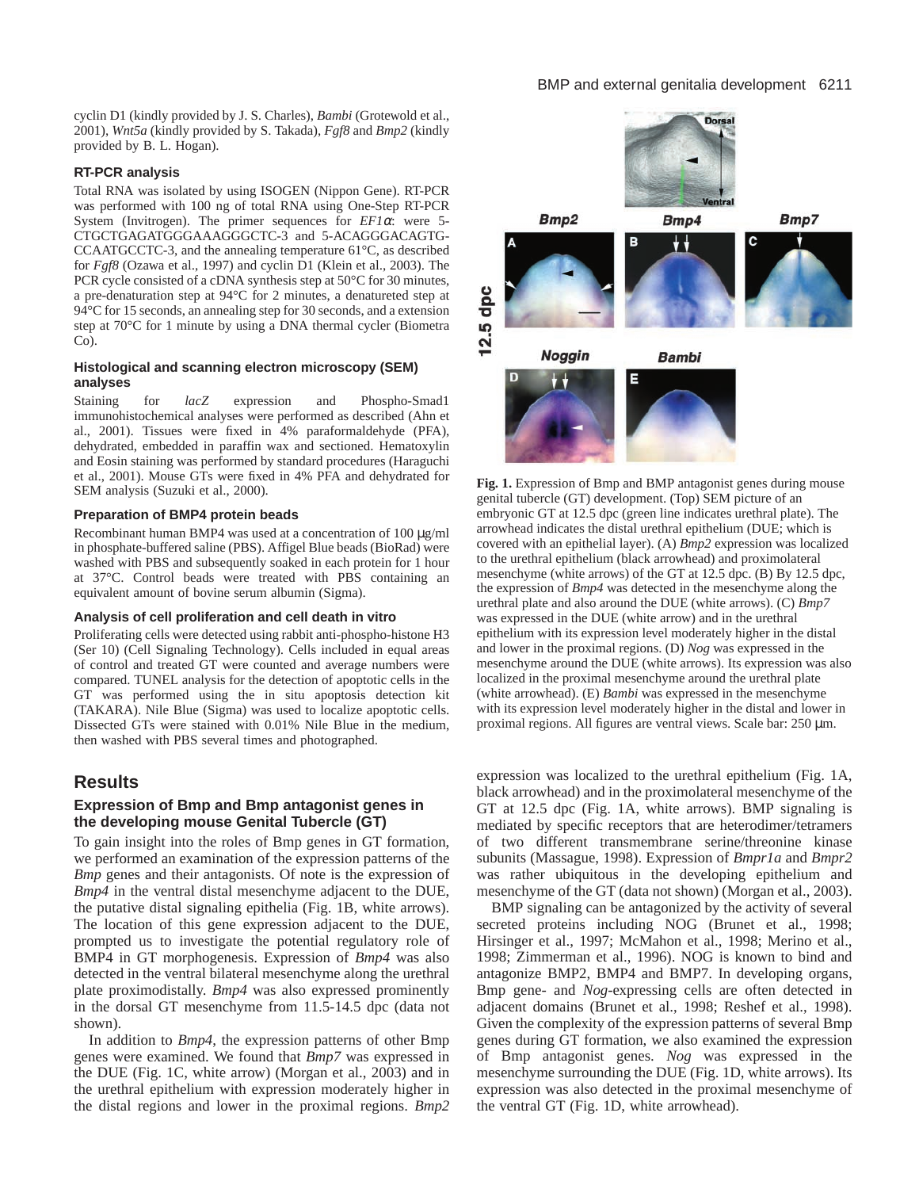cyclin D1 (kindly provided by J. S. Charles), *Bambi* (Grotewold et al., 2001), *Wnt5a* (kindly provided by S. Takada), *Fgf8* and *Bmp2* (kindly provided by B. L. Hogan).

### RT-PCR analysis

Total RNA was isolated by using ISOGEN (Nippon Gene). RT-PCR was performed with 100 ng of total RNA using One-Step RT-PCR System (Invitrogen). The primer sequences for *EF1*$\alpha$: were 5-CTGCTGAGATGGGAAAGGGCTC-3 and 5-ACAGGGACAGTG-CCAATGCCTC-3, and the annealing temperature 61°C, as described for *Fgf8* (Ozawa et al., 1997) and cyclin D1 (Klein et al., 2003). The PCR cycle consisted of a cDNA synthesis step at 50°C for 30 minutes, a pre-denaturation step at 94°C for 2 minutes, a denatureted step at 94°C for 15 seconds, an annealing step for 30 seconds, and a extension step at 70°C for 1 minute by using a DNA thermal cycler (Biometra Co).

### Histological and scanning electron microscopy (SEM) analyses

Staining for *lacZ* expression and Phospho-Smad1 immunohistochemical analyses were performed as described (Ahn et al., 2001). Tissues were fixed in 4% paraformaldehyde (PFA), dehydrated, embedded in paraffin wax and sectioned. Hematoxylin and Eosin staining was performed by standard procedures (Haraguchi et al., 2001). Mouse GTs were fixed in 4% PFA and dehydrated for SEM analysis (Suzuki et al., 2000).

### Preparation of BMP4 protein beads

Recombinant human BMP4 was used at a concentration of 100 μg/ml in phosphate-buffered saline (PBS). Affigel Blue beads (BioRad) were washed with PBS and subsequently soaked in each protein for 1 hour at 37°C. Control beads were treated with PBS containing an equivalent amount of bovine serum albumin (Sigma).

### Analysis of cell proliferation and cell death in vitro

Proliferating cells were detected using rabbit anti-phospho-histone H3 (Ser 10) (Cell Signaling Technology). Cells included in equal areas of control and treated GT were counted and average numbers were compared. TUNEL analysis for the detection of apoptotic cells in the GT was performed using the in situ apoptosis detection kit (TAKARA). Nile Blue (Sigma) was used to localize apoptotic cells. Dissected GTs were stained with 0.01% Nile Blue in the medium, then washed with PBS several times and photographed.

**Fig. 1.** Expression of Bmp and BMP antagonist genes during mouse genital tubercle (GT) development. (Top) SEM picture of an embryonic GT at 12.5 dpc (green line indicates urethral plate). The arrowhead indicates the distal urethral epithelium (DUE; which is covered with an epithelial layer). (A) *Bmp2* expression was localized to the urethral epithelium (black arrowhead) and proximolateral mesenchyme (white arrows) of the GT at 12.5 dpc. (B) By 12.5 dpc, the expression of *Bmp4* was detected in the mesenchyme along the urethral plate and also around the DUE (white arrows). (C) *Bmp7* was expressed in the DUE (white arrow) and in the urethral epithelium with its expression level moderately higher in the distal and lower in the proximal regions. (D) *Nog* was expressed in the mesenchyme around the DUE (white arrows). Its expression was also localized in the proximal mesenchyme around the urethral plate (white arrowhead). (E) *Bambi* was expressed in the mesenchyme with its expression level moderately higher in the distal and lower in proximal regions. All figures are ventral views. Scale bar: 250 μm.

## Results

### Expression of Bmp and Bmp antagonist genes in the developing mouse Genital Tubercle (GT)

To gain insight into the roles of Bmp genes in GT formation, we performed an examination of the expression patterns of the *Bmp* genes and their antagonists. Of note is the expression of *Bmp4* in the ventral distal mesenchyme adjacent to the DUE, the putative distal signaling epithelia (Fig. 1B, white arrows). The location of this gene expression adjacent to the DUE, prompted us to investigate the potential regulatory role of BMP4 in GT morphogenesis. Expression of *Bmp4* was also detected in the ventral bilateral mesenchyme along the urethral plate proximodistally. *Bmp4* was also expressed prominently in the dorsal GT mesenchyme from 11.5-14.5 dpc (data not shown).

In addition to *Bmp4*, the expression patterns of other Bmp genes were examined. We found that *Bmp7* was expressed in the DUE (Fig. 1C, white arrow) (Morgan et al., 2003) and in the urethral epithelium with expression moderately higher in the distal regions and lower in the proximal regions. *Bmp2* expression was localized to the urethral epithelium (Fig. 1A, black arrowhead) and in the proximolateral mesenchyme of the GT at 12.5 dpc (Fig. 1A, white arrows). BMP signaling is mediated by specific receptors that are heterodimer/tetramers of two different transmembrane serine/threonine kinase subunits (Massague, 1998). Expression of *Bmpr1a* and *Bmpr2* was rather ubiquitous in the developing epithelium and mesenchyme of the GT (data not shown) (Morgan et al., 2003).

BMP signaling can be antagonized by the activity of several secreted proteins including NOG (Brunet et al., 1998; Hirsinger et al., 1997; McMahon et al., 1998; Merino et al., 1998; Zimmerman et al., 1996). NOG is known to bind and antagonize BMP2, BMP4 and BMP7. In developing organs, Bmp gene- and *Nog*-expressing cells are often detected in adjacent domains (Brunet et al., 1998; Reshef et al., 1998). Given the complexity of the expression patterns of several Bmp genes during GT formation, we also examined the expression of Bmp antagonist genes. *Nog* was expressed in the mesenchyme surrounding the DUE (Fig. 1D, white arrows). Its expression was also detected in the proximal mesenchyme of the ventral GT (Fig. 1D, white arrowhead).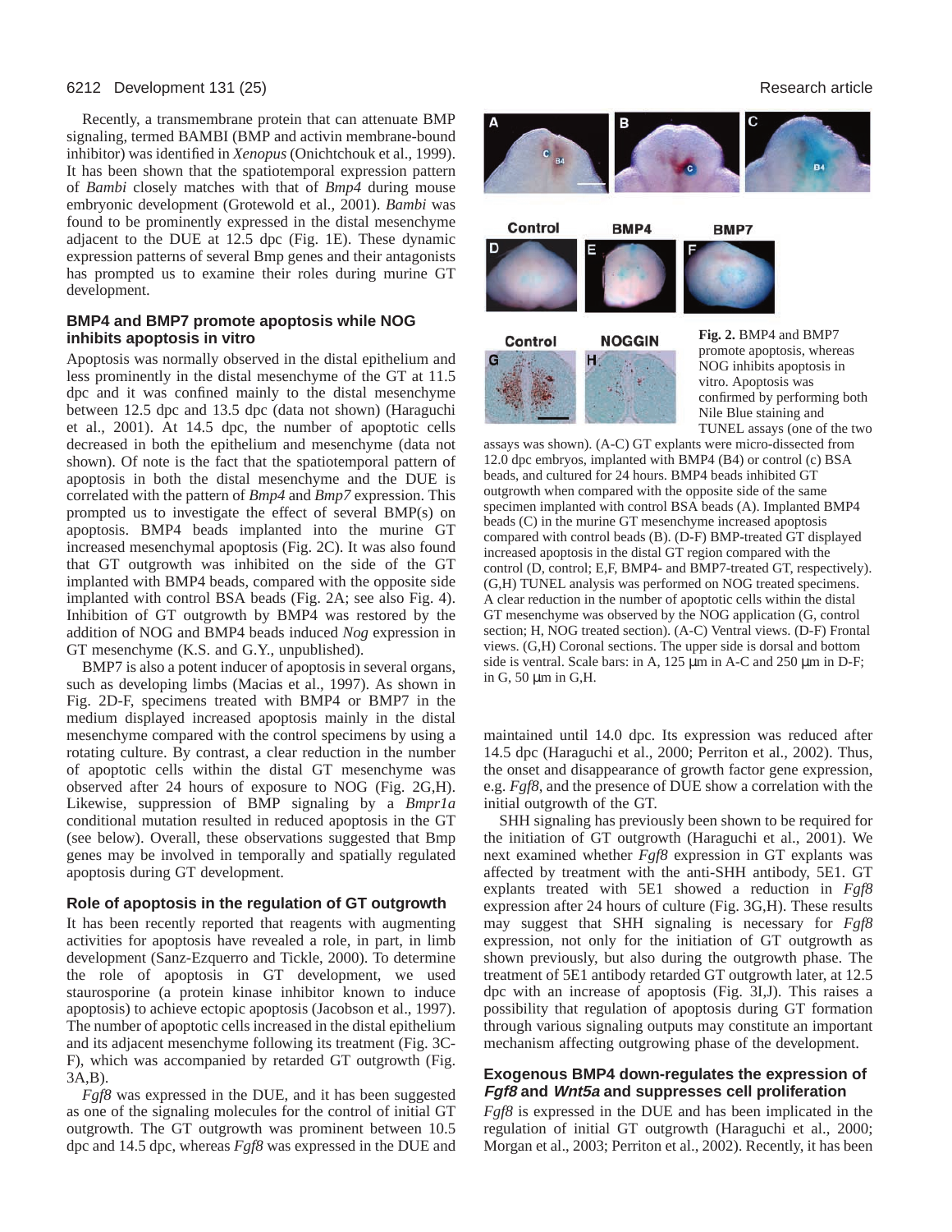Recently, a transmembrane protein that can attenuate BMP signaling, termed BAMBI (BMP and activin membrane-bound inhibitor) was identified in *Xenopus* (Onichtchouk et al., 1999). It has been shown that the spatiotemporal expression pattern of *Bambi* closely matches with that of *Bmp4* during mouse embryonic development (Grotewold et al., 2001). *Bambi* was found to be prominently expressed in the distal mesenchyme adjacent to the DUE at 12.5 dpc (Fig. 1E). These dynamic expression patterns of several Bmp genes and their antagonists has prompted us to examine their roles during murine GT development.

### BMP4 and BMP7 promote apoptosis while NOG inhibits apoptosis in vitro

Apoptosis was normally observed in the distal epithelium and less prominently in the distal mesenchyme of the GT at 11.5 dpc and it was confined mainly to the distal mesenchyme between 12.5 dpc and 13.5 dpc (data not shown) (Haraguchi et al., 2001). At 14.5 dpc, the number of apoptotic cells decreased in both the epithelium and mesenchyme (data not shown). Of note is the fact that the spatiotemporal pattern of apoptosis in both the distal mesenchyme and the DUE is correlated with the pattern of *Bmp4* and *Bmp7* expression. This prompted us to investigate the effect of several BMP(s) on apoptosis. BMP4 beads implanted into the murine GT increased mesenchymal apoptosis (Fig. 2C). It was also found that GT outgrowth was inhibited on the side of the GT implanted with BMP4 beads, compared with the opposite side implanted with control BSA beads (Fig. 2A; see also Fig. 4). Inhibition of GT outgrowth by BMP4 was restored by the addition of NOG and BMP4 beads induced *Nog* expression in GT mesenchyme (K.S. and G.Y., unpublished).

BMP7 is also a potent inducer of apoptosis in several organs, such as developing limbs (Macias et al., 1997). As shown in Fig. 2D-F, specimens treated with BMP4 or BMP7 in the medium displayed increased apoptosis mainly in the distal mesenchyme compared with the control specimens by using a rotating culture. By contrast, a clear reduction in the number of apoptotic cells within the distal GT mesenchyme was observed after 24 hours of exposure to NOG (Fig. 2G,H). Likewise, suppression of BMP signaling by a *Bmpr1a* conditional mutation resulted in reduced apoptosis in the GT (see below). Overall, these observations suggested that Bmp genes may be involved in temporally and spatially regulated apoptosis during GT development.

### Role of apoptosis in the regulation of GT outgrowth

It has been recently reported that reagents with augmenting activities for apoptosis have revealed a role, in part, in limb development (Sanz-Ezquerro and Tickle, 2000). To determine the role of apoptosis in GT development, we used staurosporine (a protein kinase inhibitor known to induce apoptosis) to achieve ectopic apoptosis (Jacobson et al., 1997). The number of apoptotic cells increased in the distal epithelium and its adjacent mesenchyme following its treatment (Fig. 3C-F), which was accompanied by retarded GT outgrowth (Fig. 3A,B).

*Fgf8* was expressed in the DUE, and it has been suggested as one of the signaling molecules for the control of initial GT outgrowth. The GT outgrowth was prominent between 10.5 dpc and 14.5 dpc, whereas *Fgf8* was expressed in the DUE and maintained until 14.0 dpc. Its expression was reduced after 14.5 dpc (Haraguchi et al., 2000; Perriton et al., 2002). Thus, the onset and disappearance of growth factor gene expression, e.g. *Fgf8*, and the presence of DUE show a correlation with the initial outgrowth of the GT.

SHH signaling has previously been shown to be required for the initiation of GT outgrowth (Haraguchi et al., 2001). We next examined whether *Fgf8* expression in GT explants was affected by treatment with the anti-SHH antibody, 5E1. GT explants treated with 5E1 showed a reduction in *Fgf8* expression after 24 hours of culture (Fig. 3G,H). These results may suggest that SHH signaling is necessary for *Fgf8* expression, not only for the initiation of GT outgrowth as shown previously, but also during the outgrowth phase. The treatment of 5E1 antibody retarded GT outgrowth later, at 12.5 dpc with an increase of apoptosis (Fig. 3I,J). This raises a possibility that regulation of apoptosis during GT formation through various signaling outputs may constitute an important mechanism affecting outgrowing phase of the development.

**Fig. 2.** BMP4 and BMP7 promote apoptosis, whereas NOG inhibits apoptosis in vitro. Apoptosis was confirmed by performing both Nile Blue staining and TUNEL assays (one of the two assays was shown). (A-C) GT explants were micro-dissected from 12.0 dpc embryos, implanted with BMP4 (B4) or control (c) BSA beads, and cultured for 24 hours. BMP4 beads inhibited GT outgrowth when compared with the opposite side of the same specimen implanted with control BSA beads (A). Implanted BMP4 beads (C) in the murine GT mesenchyme increased apoptosis compared with control beads (B). (D-F) BMP-treated GT displayed increased apoptosis in the distal GT region compared with the control (D, control; E,F, BMP4- and BMP7-treated GT, respectively). (G,H) TUNEL analysis was performed on NOG treated specimens. A clear reduction in the number of apoptotic cells within the distal GT mesenchyme was observed by the NOG application (G, control section; H, NOG treated section). (A-C) Ventral views. (D-F) Frontal views. (G,H) Coronal sections. The upper side is dorsal and bottom side is ventral. Scale bars: in A, 125 μm in A-C and 250 μm in D-F; in G, 50 μm in G,H.

### Exogenous BMP4 down-regulates the expression of *Fgf8* and *Wnt5a* and suppresses cell proliferation

*Fgf8* is expressed in the DUE and has been implicated in the regulation of initial GT outgrowth (Haraguchi et al., 2000; Morgan et al., 2003; Perriton et al., 2002). Recently, it has been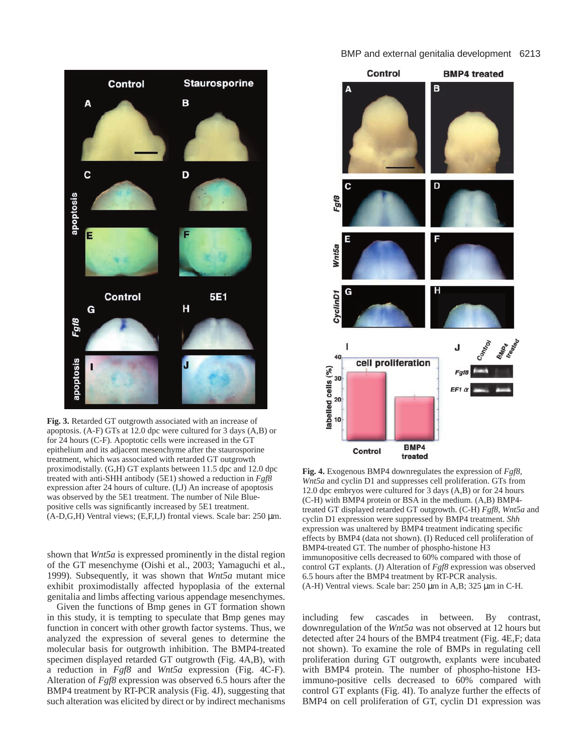**Fig. 3.** Retarded GT outgrowth associated with an increase of apoptosis. (A-F) GTs at 12.0 dpc were cultured for 3 days (A,B) or for 24 hours (C-F). Apoptotic cells were increased in the GT epithelium and its adjacent mesenchyme after the staurosporine treatment, which was associated with retarded GT outgrowth proximodistally. (G,H) GT explants between 11.5 dpc and 12.0 dpc treated with anti-SHH antibody (5E1) showed a reduction in *Fgf8* expression after 24 hours of culture. (I,J) An increase of apoptosis was observed by the 5E1 treatment. The number of Nile Blue-positive cells was significantly increased by 5E1 treatment. (A-D,G,H) Ventral views; (E,F,I,J) frontal views. Scale bar: 250 µm.

**Fig. 4.** Exogenous BMP4 downregulates the expression of *Fgf8*, *Wnt5a* and cyclin D1 and suppresses cell proliferation. GTs from 12.0 dpc embryos were cultured for 3 days (A,B) or for 24 hours (C-H) with BMP4 protein or BSA in the medium. (A,B) BMP4-treated GT displayed retarded GT outgrowth. (C-H) *Fgf8*, *Wnt5a* and cyclin D1 expression were suppressed by BMP4 treatment. *Shh* expression was unaltered by BMP4 treatment indicating specific effects by BMP4 (data not shown). (I) Reduced cell proliferation of BMP4-treated GT. The number of phospho-histone H3 immunopositive cells decreased to 60% compared with those of control GT explants. (J) Alteration of *Fgf8* expression was observed 6.5 hours after the BMP4 treatment by RT-PCR analysis. (A-H) Ventral views. Scale bar: 250 µm in A,B; 325 µm in C-H.

shown that *Wnt5a* is expressed prominently in the distal region of the GT mesenchyme (Oishi et al., 2003; Yamaguchi et al., 1999). Subsequently, it was shown that *Wnt5a* mutant mice exhibit proximodistally affected hypoplasia of the external genitalia and limbs affecting various appendage mesenchymes.

Given the functions of Bmp genes in GT formation shown in this study, it is tempting to speculate that Bmp genes may function in concert with other growth factor systems. Thus, we analyzed the expression of several genes to determine the molecular basis for outgrowth inhibition. The BMP4-treated specimen displayed retarded GT outgrowth (Fig. 4A,B), with a reduction in *Fgf8* and *Wnt5a* expression (Fig. 4C-F). Alteration of *Fgf8* expression was observed 6.5 hours after the BMP4 treatment by RT-PCR analysis (Fig. 4J), suggesting that such alteration was elicited by direct or by indirect mechanisms including few cascades in between. By contrast, downregulation of the *Wnt5a* was not observed at 12 hours but detected after 24 hours of the BMP4 treatment (Fig. 4E,F; data not shown). To examine the role of BMPs in regulating cell proliferation during GT outgrowth, explants were incubated with BMP4 protein. The number of phospho-histone H3-immuno-positive cells decreased to 60% compared with control GT explants (Fig. 4I). To analyze further the effects of BMP4 on cell proliferation of GT, cyclin D1 expression was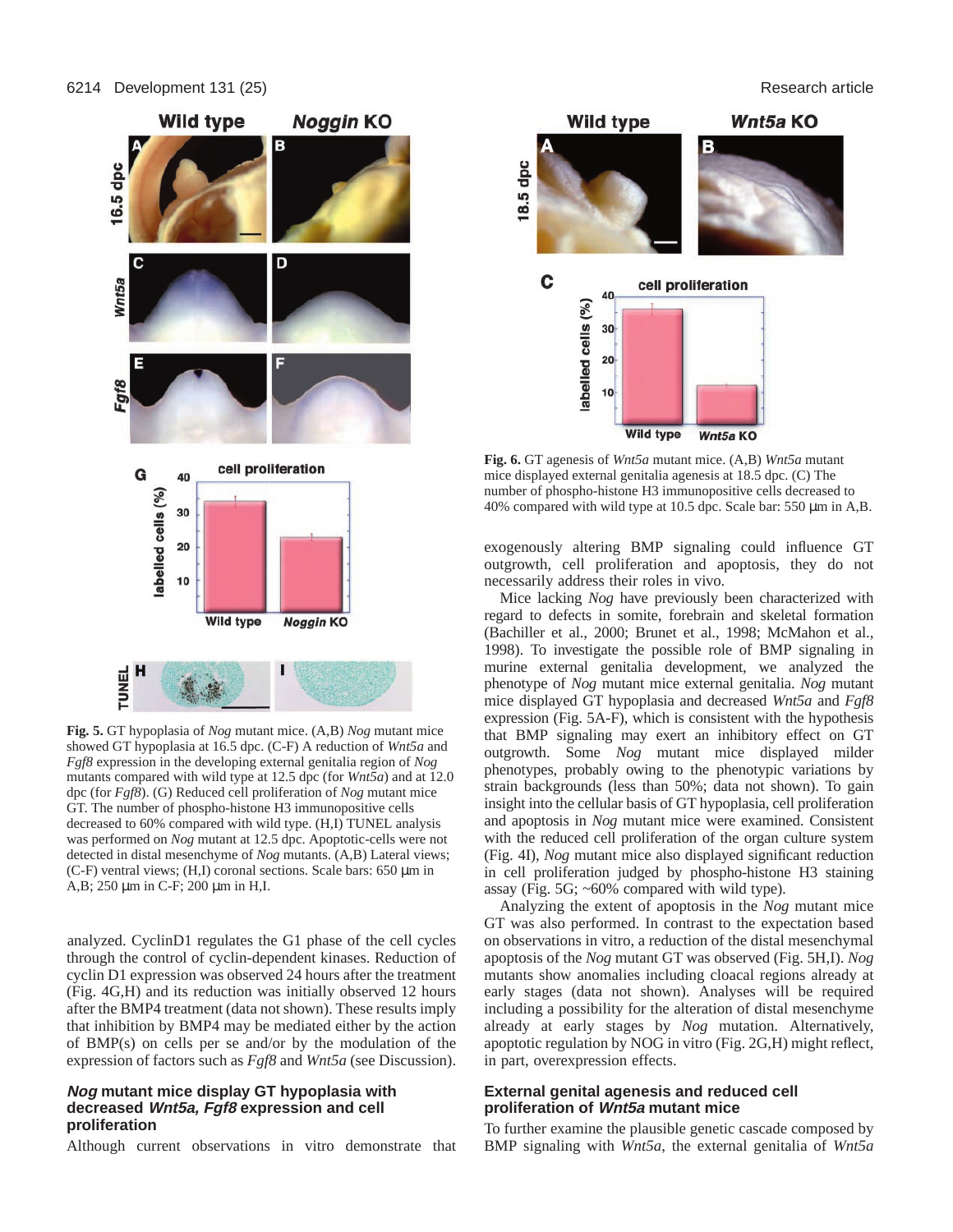**Fig. 5.** GT hypoplasia of *Nog* mutant mice. (A,B) *Nog* mutant mice showed GT hypoplasia at 16.5 dpc. (C-F) A reduction of *Wnt5a* and *Fgf8* expression in the developing external genitalia region of *Nog* mutants compared with wild type at 12.5 dpc (for *Wnt5a*) and at 12.0 dpc (for *Fgf8*). (G) Reduced cell proliferation of *Nog* mutant mice GT. The number of phospho-histone H3 immunopositive cells decreased to 60% compared with wild type. (H,I) TUNEL analysis was performed on *Nog* mutant at 12.5 dpc. Apoptotic-cells were not detected in distal mesenchyme of *Nog* mutants. (A,B) Lateral views; (C-F) ventral views; (H,I) coronal sections. Scale bars: 650 μm in A,B; 250 μm in C-F; 200 μm in H,I.

analyzed. CyclinD1 regulates the G1 phase of the cell cycles through the control of cyclin-dependent kinases. Reduction of cyclin D1 expression was observed 24 hours after the treatment (Fig. 4G,H) and its reduction was initially observed 12 hours after the BMP4 treatment (data not shown). These results imply that inhibition by BMP4 may be mediated either by the action of BMP(s) on cells per se and/or by the modulation of the expression of factors such as *Fgf8* and *Wnt5a* (see Discussion).

### *Nog* mutant mice display GT hypoplasia with decreased *Wnt5a, Fgf8* expression and cell proliferation

Although current observations in vitro demonstrate that exogenously altering BMP signaling could influence GT outgrowth, cell proliferation and apoptosis, they do not necessarily address their roles in vivo.

Mice lacking *Nog* have previously been characterized with regard to defects in somite, forebrain and skeletal formation (Bachiller et al., 2000; Brunet et al., 1998; McMahon et al., 1998). To investigate the possible role of BMP signaling in murine external genitalia development, we analyzed the phenotype of *Nog* mutant mice external genitalia. *Nog* mutant mice displayed GT hypoplasia and decreased *Wnt5a* and *Fgf8* expression (Fig. 5A-F), which is consistent with the hypothesis that BMP signaling may exert an inhibitory effect on GT outgrowth. Some *Nog* mutant mice displayed milder phenotypes, probably owing to the phenotypic variations by strain backgrounds (less than 50%; data not shown). To gain insight into the cellular basis of GT hypoplasia, cell proliferation and apoptosis in *Nog* mutant mice were examined. Consistent with the reduced cell proliferation of the organ culture system (Fig. 4I), *Nog* mutant mice also displayed significant reduction in cell proliferation judged by phospho-histone H3 staining assay (Fig. 5G; ~60% compared with wild type).

Analyzing the extent of apoptosis in the *Nog* mutant mice GT was also performed. In contrast to the expectation based on observations in vitro, a reduction of the distal mesenchymal apoptosis of the *Nog* mutant GT was observed (Fig. 5H,I). *Nog* mutants show anomalies including cloacal regions already at early stages (data not shown). Analyses will be required including a possibility for the alteration of distal mesenchyme already at early stages by *Nog* mutation. Alternatively, apoptotic regulation by NOG in vitro (Fig. 2G,H) might reflect, in part, overexpression effects.

**Fig. 6.** GT agenesis of *Wnt5a* mutant mice. (A,B) *Wnt5a* mutant mice displayed external genitalia agenesis at 18.5 dpc. (C) The number of phospho-histone H3 immunopositive cells decreased to 40% compared with wild type at 10.5 dpc. Scale bar: 550 μm in A,B.

### External genital agenesis and reduced cell proliferation of *Wnt5a* mutant mice

To further examine the plausible genetic cascade composed by BMP signaling with *Wnt5a*, the external genitalia of *Wnt5a*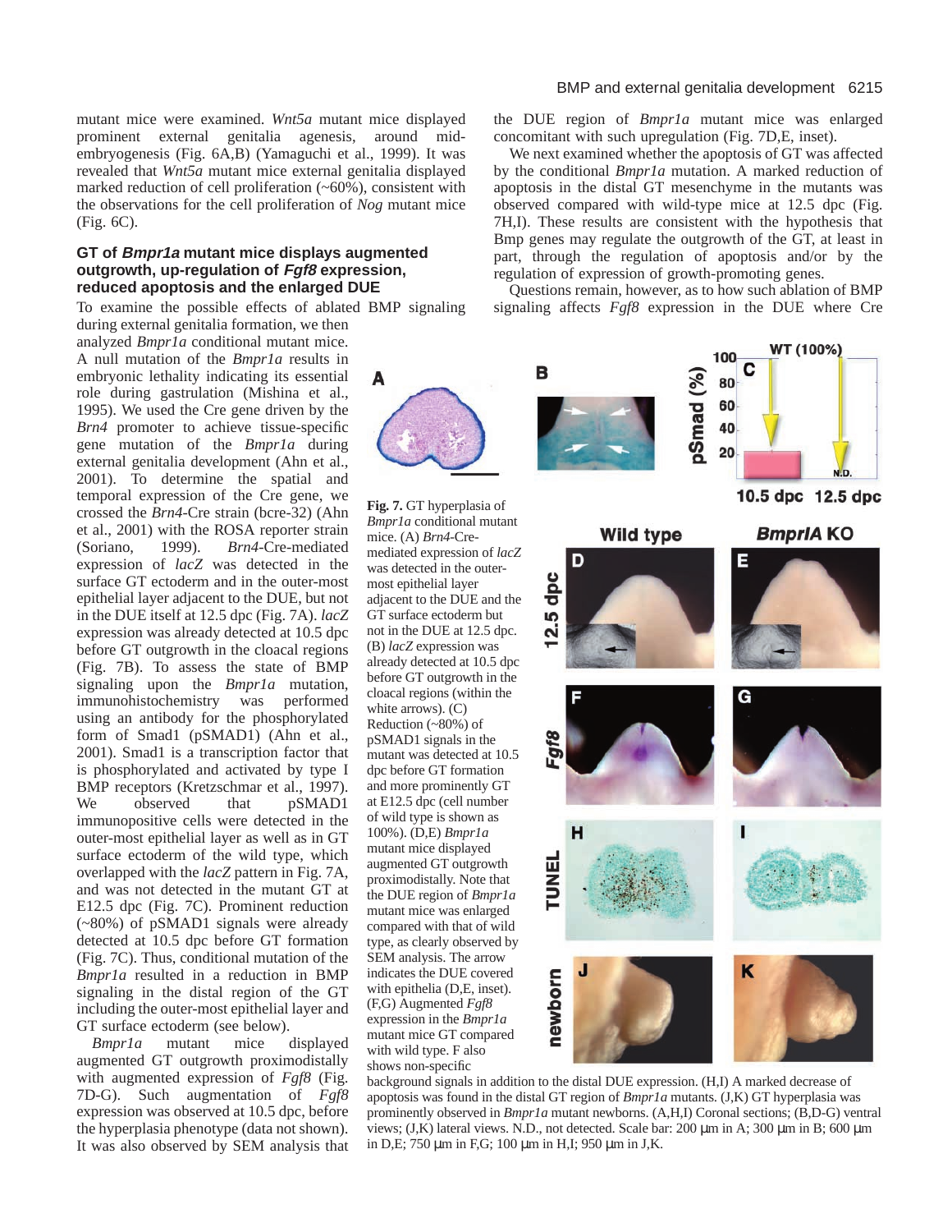mutant mice were examined. *Wnt5a* mutant mice displayed prominent external genitalia agenesis, around mid-embryogenesis (Fig. 6A,B) (Yamaguchi et al., 1999). It was revealed that *Wnt5a* mutant mice external genitalia displayed marked reduction of cell proliferation (~60%), consistent with the observations for the cell proliferation of *Nog* mutant mice (Fig. 6C).

### GT of *Bmpr1a* mutant mice displays augmented outgrowth, up-regulation of *Fgf8* expression, reduced apoptosis and the enlarged DUE

To examine the possible effects of ablated BMP signaling during external genitalia formation, we then analyzed *Bmpr1a* conditional mutant mice. A null mutation of the *Bmpr1a* results in embryonic lethality indicating its essential role during gastrulation (Mishina et al., 1995). We used the Cre gene driven by the *Brn4* promoter to achieve tissue-specific gene mutation of the *Bmpr1a* during external genitalia development (Ahn et al., 2001). To determine the spatial and temporal expression of the Cre gene, we crossed the *Brn4*-Cre strain (bcre-32) (Ahn et al., 2001) with the ROSA reporter strain (Soriano, 1999). *Brn4*-Cre-mediated expression of *lacZ* was detected in the surface GT ectoderm and in the outer-most epithelial layer adjacent to the DUE, but not in the DUE itself at 12.5 dpc (Fig. 7A). *lacZ* expression was already detected at 10.5 dpc before GT outgrowth in the cloacal regions (Fig. 7B). To assess the state of BMP signaling upon the *Bmpr1a* mutation, immunohistochemistry was performed using an antibody for the phosphorylated form of Smad1 (pSMAD1) (Ahn et al., 2001). Smad1 is a transcription factor that is phosphorylated and activated by type I BMP receptors (Kretzschmar et al., 1997). We observed that pSMAD1 immunopositive cells were detected in the outer-most epithelial layer as well as in GT surface ectoderm of the wild type, which overlapped with the *lacZ* pattern in Fig. 7A, and was not detected in the mutant GT at E12.5 dpc (Fig. 7C). Prominent reduction (~80%) of pSMAD1 signals were already detected at 10.5 dpc before GT formation (Fig. 7C). Thus, conditional mutation of the *Bmpr1a* resulted in a reduction in BMP signaling in the distal region of the GT including the outer-most epithelial layer and GT surface ectoderm (see below).

*Bmpr1a* mutant mice displayed augmented GT outgrowth proximodistally with augmented expression of *Fgf8* (Fig. 7D-G). Such augmentation of *Fgf8* expression was observed at 10.5 dpc, before the hyperplasia phenotype (data not shown). It was also observed by SEM analysis that the DUE region of *Bmpr1a* mutant mice was enlarged concomitant with such upregulation (Fig. 7D,E, inset).

We next examined whether the apoptosis of GT was affected by the conditional *Bmpr1a* mutation. A marked reduction of apoptosis in the distal GT mesenchyme in the mutants was observed compared with wild-type mice at 12.5 dpc (Fig. 7H,I). These results are consistent with the hypothesis that Bmp genes may regulate the outgrowth of the GT, at least in part, through the regulation of apoptosis and/or by the regulation of expression of growth-promoting genes.

Questions remain, however, as to how such ablation of BMP signaling affects *Fgf8* expression in the DUE where Cre

**Fig. 7.** GT hyperplasia of *Bmpr1a* conditional mutant mice. (A) *Brn4*-Cre-mediated expression of *lacZ* was detected in the outer-most epithelial layer adjacent to the DUE and the GT surface ectoderm but not in the DUE at 12.5 dpc. (B) *lacZ* expression was already detected at 10.5 dpc before GT outgrowth in the cloacal regions (within the white arrows). (C) Reduction (~80%) of pSMAD1 signals in the mutant was detected at 10.5 dpc before GT formation and more prominently GT at E12.5 dpc (cell number of wild type is shown as 100%). (D,E) *Bmpr1a* mutant mice displayed augmented GT outgrowth proximodistally. Note that the DUE region of *Bmpr1a* mutant mice was enlarged compared with that of wild type, as clearly observed by SEM analysis. The arrow indicates the DUE covered with epithelia (D,E, inset). (F,G) Augmented *Fgf8* expression in the *Bmpr1a* mutant mice GT compared with wild type. F also shows non-specific background signals in addition to the distal DUE expression. (H,I) A marked decrease of apoptosis was found in the distal GT region of *Bmpr1a* mutants. (J,K) GT hyperplasia was prominently observed in *Bmpr1a* mutant newborns. (A,H,I) Coronal sections; (B,D-G) ventral views; (J,K) lateral views. N.D., not detected. Scale bar: 200 μm in A; 300 μm in B; 600 μm in D,E; 750 μm in F,G; 100 μm in H,I; 950 μm in J,K.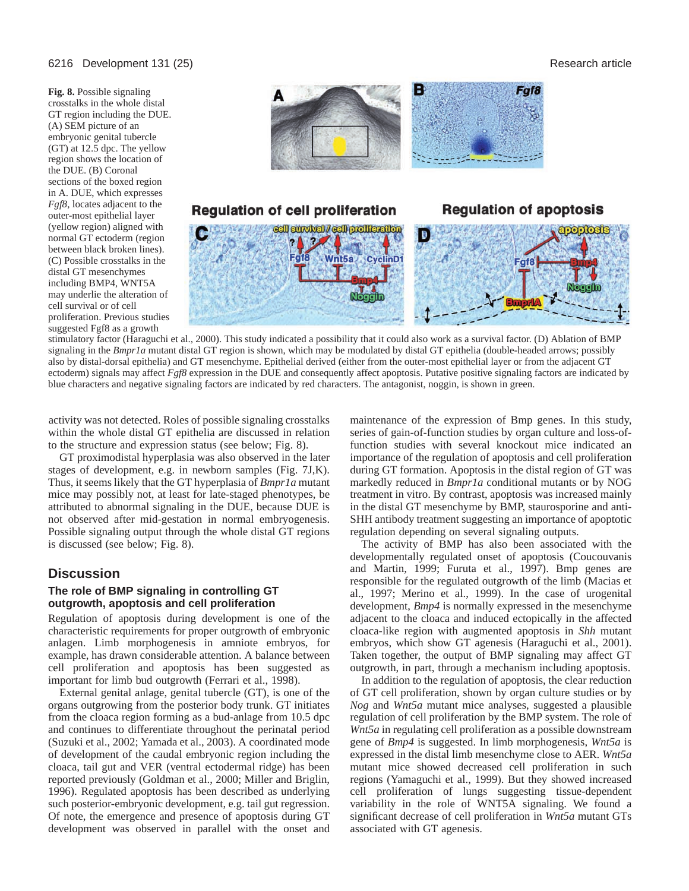**Fig. 8.** Possible signaling crosstalks in the whole distal GT region including the DUE. (A) SEM picture of an embryonic genital tubercle (GT) at 12.5 dpc. The yellow region shows the location of the DUE. (B) Coronal sections of the boxed region in A. DUE, which expresses *Fgf8*, locates adjacent to the outer-most epithelial layer (yellow region) aligned with normal GT ectoderm (region between black broken lines). (C) Possible crosstalks in the distal GT mesenchymes including BMP4, WNT5A may underlie the alteration of cell survival or of cell proliferation. Previous studies suggested Fgf8 as a growth stimulatory factor (Haraguchi et al., 2000). This study indicated a possibility that it could also work as a survival factor. (D) Ablation of BMP signaling in the *Bmpr1a* mutant distal GT region is shown, which may be modulated by distal GT epithelia (double-headed arrows; possibly also by distal-dorsal epithelia) and GT mesenchyme. Epithelial derived (either from the outer-most epithelial layer or from the adjacent GT ectoderm) signals may affect *Fgf8* expression in the DUE and consequently affect apoptosis. Putative positive signaling factors are indicated by blue characters and negative signaling factors are indicated by red characters. The antagonist, noggin, is shown in green.

activity was not detected. Roles of possible signaling crosstalks within the whole distal GT epithelia are discussed in relation to the structure and expression status (see below; Fig. 8).

GT proximodistal hyperplasia was also observed in the later stages of development, e.g. in newborn samples (Fig. 7J,K). Thus, it seems likely that the GT hyperplasia of *Bmpr1a* mutant mice may possibly not, at least for late-staged phenotypes, be attributed to abnormal signaling in the DUE, because DUE is not observed after mid-gestation in normal embryogenesis. Possible signaling output through the whole distal GT regions is discussed (see below; Fig. 8).

## Discussion

### The role of BMP signaling in controlling GT outgrowth, apoptosis and cell proliferation

Regulation of apoptosis during development is one of the characteristic requirements for proper outgrowth of embryonic anlagen. Limb morphogenesis in amniote embryos, for example, has drawn considerable attention. A balance between cell proliferation and apoptosis has been suggested as important for limb bud outgrowth (Ferrari et al., 1998).

External genital anlage, genital tubercle (GT), is one of the organs outgrowing from the posterior body trunk. GT initiates from the cloaca region forming as a bud-anlage from 10.5 dpc and continues to differentiate throughout the perinatal period (Suzuki et al., 2002; Yamada et al., 2003). A coordinated mode of development of the caudal embryonic region including the cloaca, tail gut and VER (ventral ectodermal ridge) has been reported previously (Goldman et al., 2000; Miller and Briglin, 1996). Regulated apoptosis has been described as underlying such posterior-embryonic development, e.g. tail gut regression. Of note, the emergence and presence of apoptosis during GT development was observed in parallel with the onset and maintenance of the expression of Bmp genes. In this study, series of gain-of-function studies by organ culture and loss-of-function studies with several knockout mice indicated an importance of the regulation of apoptosis and cell proliferation during GT formation. Apoptosis in the distal region of GT was markedly reduced in *Bmpr1a* conditional mutants or by NOG treatment in vitro. By contrast, apoptosis was increased mainly in the distal GT mesenchyme by BMP, staurosporine and anti-SHH antibody treatment suggesting an importance of apoptotic regulation depending on several signaling outputs.

The activity of BMP has also been associated with the developmentally regulated onset of apoptosis (Coucouvanis and Martin, 1999; Furuta et al., 1997). Bmp genes are responsible for the regulated outgrowth of the limb (Macias et al., 1997; Merino et al., 1999). In the case of urogenital development, *Bmp4* is normally expressed in the mesenchyme adjacent to the cloaca and induced ectopically in the affected cloaca-like region with augmented apoptosis in *Shh* mutant embryos, which show GT agenesis (Haraguchi et al., 2001). Taken together, the output of BMP signaling may affect GT outgrowth, in part, through a mechanism including apoptosis.

In addition to the regulation of apoptosis, the clear reduction of GT cell proliferation, shown by organ culture studies or by *Nog* and *Wnt5a* mutant mice analyses, suggested a plausible regulation of cell proliferation by the BMP system. The role of *Wnt5a* in regulating cell proliferation as a possible downstream gene of *Bmp4* is suggested. In limb morphogenesis, *Wnt5a* is expressed in the distal limb mesenchyme close to AER. *Wnt5a* mutant mice showed decreased cell proliferation in such regions (Yamaguchi et al., 1999). But they showed increased cell proliferation of lungs suggesting tissue-dependent variability in the role of WNT5A signaling. We found a significant decrease of cell proliferation in *Wnt5a* mutant GTs associated with GT agenesis.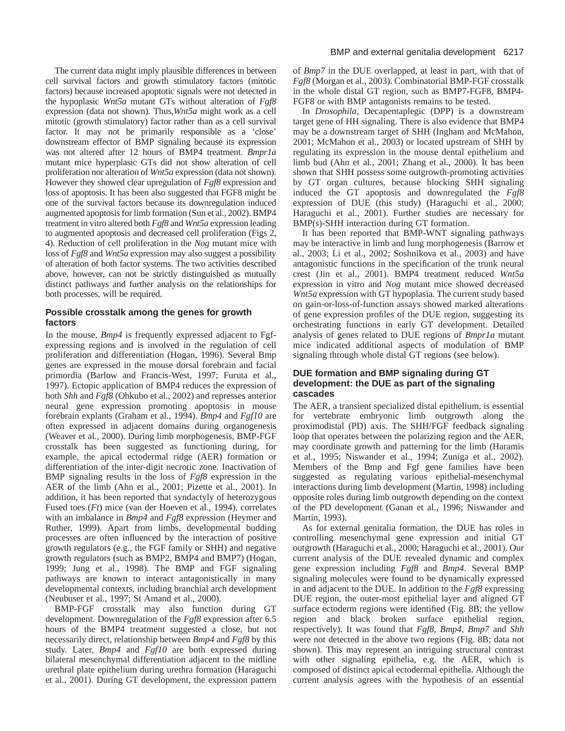The current data might imply plausible differences in between cell survival factors and growth stimulatory factors (mitotic factors) because increased apoptotic signals were not detected in the hypoplasic *Wnt5a* mutant GTs without alteration of *Fgf8* expression (data not shown). Thus,*Wnt5a* might work as a cell mitotic (growth stimulatory) factor rather than as a cell survival factor. It may not be primarily responsible as a 'close' downstream effector of BMP signaling because its expression was not altered after 12 hours of BMP4 treatment. *Bmpr1a* mutant mice hyperplasic GTs did not show alteration of cell proliferation nor alteration of *Wnt5a* expression (data not shown). However they showed clear upregulation of *Fgf8* expression and loss of apoptosis. It has been also suggested that FGF8 might be one of the survival factors because its downregulation induced augmented apoptosis for limb formation (Sun et al., 2002). BMP4 treatment in vitro altered both *Fgf8* and *Wnt5a* expression leading to augmented apoptosis and decreased cell proliferation (Figs 2, 4). Reduction of cell proliferation in the *Nog* mutant mice with loss of *Fgf8* and *Wnt5a* expression may also suggest a possibility of alteration of both factor systems. The two activities described above, however, can not be strictly distinguished as mutually distinct pathways and further analysis on the relationships for both processes, will be required.

### Possible crosstalk among the genes for growth factors

In the mouse, *Bmp4* is frequently expressed adjacent to Fgf-expressing regions and is involved in the regulation of cell proliferation and differentiation (Hogan, 1996). Several Bmp genes are expressed in the mouse dorsal forebrain and facial primordia (Barlow and Francis-West, 1997; Furuta et al., 1997). Ectopic application of BMP4 reduces the expression of both *Shh* and *Fgf8* (Ohkubo et al., 2002) and represses anterior neural gene expression promoting apoptosis in mouse forebrain explants (Graham et al., 1994). *Bmp4* and *Fgf10* are often expressed in adjacent domains during organogenesis (Weaver et al., 2000). During limb morphogenesis, BMP-FGF crosstalk has been suggested as functioning during, for example, the apical ectodermal ridge (AER) formation or differentiation of the inter-digit necrotic zone. Inactivation of BMP signaling results in the loss of *Fgf8* expression in the AER of the limb (Ahn et al., 2001; Pizette et al., 2001). In addition, it has been reported that syndactyly of heterozygous Fused toes (*Ft*) mice (van der Hoeven et al., 1994), correlates with an imbalance in *Bmp4* and *Fgf8* expression (Heymer and Ruther, 1999). Apart from limbs, developmental budding processes are often influenced by the interaction of positive growth regulators (e.g., the FGF family or SHH) and negative growth regulators (such as BMP2, BMP4 and BMP7) (Hogan, 1999; Jung et al., 1998). The BMP and FGF signaling pathways are known to interact antagonistically in many developmental contexts, including branchial arch development (Neubuser et al., 1997; St Amand et al., 2000).

BMP-FGF crosstalk may also function during GT development. Downregulation of the *Fgf8* expression after 6.5 hours of the BMP4 treatment suggested a close, but not necessarily direct, relationship between *Bmp4* and *Fgf8* by this study. Later, *Bmp4* and *Fgf10* are both expressed during bilateral mesenchymal differentiation adjacent to the midline urethral plate epithelium during urethra formation (Haraguchi et al., 2001). During GT development, the expression pattern of *Bmp7* in the DUE overlapped, at least in part, with that of *Fgf8* (Morgan et al., 2003). Combinatorial BMP-FGF crosstalk in the whole distal GT region, such as BMP7-FGF8, BMP4-FGF8 or with BMP antagonists remains to be tested.

In *Drosophila*, Decapentaplegic (DPP) is a downstream target gene of HH signaling. There is also evidence that BMP4 may be a downstream target of SHH (Ingham and McMahon, 2001; McMahon et al., 2003) or located upstream of SHH by regulating its expression in the mouse dental epithelium and limb bud (Ahn et al., 2001; Zhang et al., 2000). It has been shown that SHH possess some outgrowth-promoting activities by GT organ cultures, because blocking SHH signaling induced the GT apoptosis and downregulated the *Fgf8* expression of DUE (this study) (Haraguchi et al., 2000; Haraguchi et al., 2001). Further studies are necessary for BMP(s)-SHH interaction during GT formation.

It has been reported that BMP-WNT signaling pathways may be interactive in limb and lung morphogenesis (Barrow et al., 2003; Li et al., 2002; Soshnikova et al., 2003) and have antagonistic functions in the specification of the trunk neural crest (Jin et al., 2001). BMP4 treatment reduced *Wnt5a* expression in vitro and *Nog* mutant mice showed decreased *Wnt5a* expression with GT hypoplasia. The current study based on gain-or-loss-of-function assays showed marked alterations of gene expression profiles of the DUE region, suggesting its orchestrating functions in early GT development. Detailed analysis of genes related to DUE regions of *Bmpr1a* mutant mice indicated additional aspects of modulation of BMP signaling through whole distal GT regions (see below).

### DUE formation and BMP signaling during GT development: the DUE as part of the signaling cascades

The AER, a transient specialized distal epithelium, is essential for vertebrate embryonic limb outgrowth along the proximodistal (PD) axis. The SHH/FGF feedback signaling loop that operates between the polarizing region and the AER, may coordinate growth and patterning for the limb (Haramis et al., 1995; Niswander et al., 1994; Zuniga et al., 2002). Members of the Bmp and Fgf gene families have been suggested as regulating various epithelial-mesenchymal interactions during limb development (Martin, 1998) including opposite roles during limb outgrowth depending on the context of the PD development (Ganan et al., 1996; Niswander and Martin, 1993).

As for external genitalia formation, the DUE has roles in controlling mesenchymal gene expression and initial GT outgrowth (Haraguchi et al., 2000; Haraguchi et al., 2001). Our current analysis of the DUE revealed dynamic and complex gene expression including *Fgf8* and *Bmp4*. Several BMP signaling molecules were found to be dynamically expressed in and adjacent to the DUE. In addition to the *Fgf8* expressing DUE region, the outer-most epithelial layer and aligned GT surface ectoderm regions were identified (Fig. 8B; the yellow region and black broken surface epithelial region, respectively). It was found that *Fgf8*, *Bmp4*, *Bmp7* and *Shh* were not detected in the above two regions (Fig. 8B; data not shown). This may represent an intriguing structural contrast with other signaling epithelia, e.g. the AER, which is composed of distinct apical ectodermal epithelia. Although the current analysis agrees with the hypothesis of an essential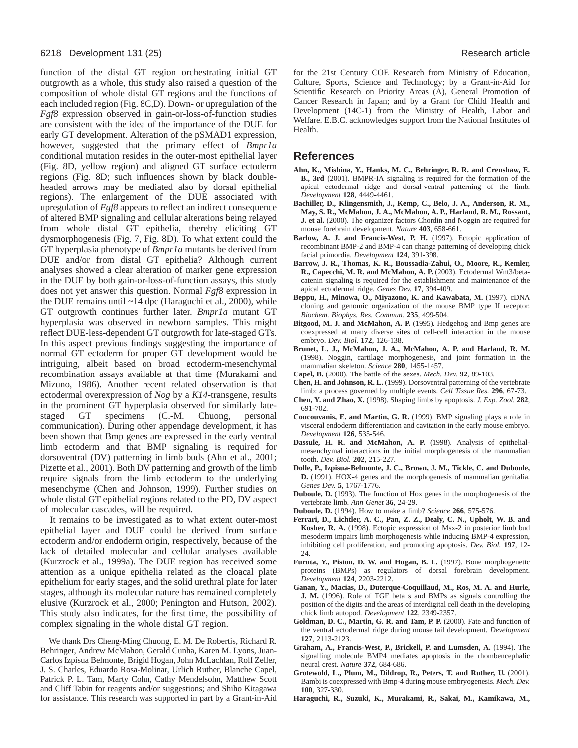function of the distal GT region orchestrating initial GT outgrowth as a whole, this study also raised a question of the composition of whole distal GT regions and the functions of each included region (Fig. 8C,D). Down- or upregulation of the *Fgf8* expression observed in gain-or-loss-of-function studies are consistent with the idea of the importance of the DUE for early GT development. Alteration of the pSMAD1 expression, however, suggested that the primary effect of *Bmpr1a* conditional mutation resides in the outer-most epithelial layer (Fig. 8D, yellow region) and aligned GT surface ectoderm regions (Fig. 8D; such influences shown by black double-headed arrows may be mediated also by dorsal epithelial regions). The enlargement of the DUE associated with upregulation of *Fgf8* appears to reflect an indirect consequence of altered BMP signaling and cellular alterations being relayed from whole distal GT epithelia, thereby eliciting GT dysmorphogenesis (Fig. 7, Fig. 8D). To what extent could the GT hyperplasia phenotype of *Bmpr1a* mutants be derived from DUE and/or from distal GT epithelia? Although current analyses showed a clear alteration of marker gene expression in the DUE by both gain-or-loss-of-function assays, this study does not yet answer this question. Normal *Fgf8* expression in the DUE remains until ~14 dpc (Haraguchi et al., 2000), while GT outgrowth continues further later. *Bmpr1a* mutant GT hyperplasia was observed in newborn samples. This might reflect DUE-less-dependent GT outgrowth for late-staged GTs. In this aspect previous findings suggesting the importance of normal GT ectoderm for proper GT development would be intriguing, albeit based on broad ectoderm-mesenchymal recombination assays available at that time (Murakami and Mizuno, 1986). Another recent related observation is that ectodermal overexpression of *Nog* by a *K14*-transgene, results in the prominent GT hyperplasia observed for similarly late-staged GT specimens (C.-M. Chuong, personal communication). During other appendage development, it has been shown that Bmp genes are expressed in the early ventral limb ectoderm and that BMP signaling is required for dorsoventral (DV) patterning in limb buds (Ahn et al., 2001; Pizette et al., 2001). Both DV patterning and growth of the limb require signals from the limb ectoderm to the underlying mesenchyme (Chen and Johnson, 1999). Further studies on whole distal GT epithelial regions related to the PD, DV aspect of molecular cascades, will be required.

It remains to be investigated as to what extent outer-most epithelial layer and DUE could be derived from surface ectoderm and/or endoderm origin, respectively, because of the lack of detailed molecular and cellular analyses available (Kurzrock et al., 1999a). The DUE region has received some attention as a unique epithelia related as the cloacal plate epithelium for early stages, and the solid urethral plate for later stages, although its molecular nature has remained completely elusive (Kurzrock et al., 2000; Penington and Hutson, 2002). This study also indicates, for the first time, the possibility of complex signaling in the whole distal GT region.

We thank Drs Cheng-Ming Chuong, E. M. De Robertis, Richard R. Behringer, Andrew McMahon, Gerald Cunha, Karen M. Lyons, Juan-Carlos Izpisua Belmonte, Brigid Hogan, John McLachlan, Rolf Zeller, J. S. Charles, Eduardo Rosa-Molinar, Urlich Ruther, Blanche Capel, Patrick P. L. Tam, Marty Cohn, Cathy Mendelsohn, Matthew Scott and Cliff Tabin for reagents and/or suggestions; and Shiho Kitagawa for assistance. This research was supported in part by a Grant-in-Aid for the 21st Century COE Research from Ministry of Education, Culture, Sports, Science and Technology; by a Grant-in-Aid for Scientific Research on Priority Areas (A), General Promotion of Cancer Research in Japan; and by a Grant for Child Health and Development (14C-1) from the Ministry of Health, Labor and Welfare. E.B.C. acknowledges support from the National Institutes of Health.

## References

**Ahn, K., Mishina, Y., Hanks, M. C., Behringer, R. R. and Crenshaw, E. B., 3rd** (2001). BMPR-IA signaling is required for the formation of the apical ectodermal ridge and dorsal-ventral patterning of the limb. *Development* **128**, 4449-4461.

**Bachiller, D., Klingensmith, J., Kemp, C., Belo, J. A., Anderson, R. M., May, S. R., McMahon, J. A., McMahon, A. P., Harland, R. M., Rossant, J. et al.** (2000). The organizer factors Chordin and Noggin are required for mouse forebrain development. *Nature* **403**, 658-661.

**Barlow, A. J. and Francis-West, P. H.** (1997). Ectopic application of recombinant BMP-2 and BMP-4 can change patterning of developing chick facial primordia. *Development* **124**, 391-398.

**Barrow, J. R., Thomas, K. R., Boussadia-Zahui, O., Moore, R., Kemler, R., Capecchi, M. R. and McMahon, A. P.** (2003). Ectodermal Wnt3/beta-catenin signaling is required for the establishment and maintenance of the apical ectodermal ridge. *Genes Dev.* **17**, 394-409.

**Beppu, H., Minowa, O., Miyazono, K. and Kawabata, M.** (1997). cDNA cloning and genomic organization of the mouse BMP type II receptor. *Biochem. Biophys. Res. Commun.* **235**, 499-504.

**Bitgood, M. J. and McMahon, A. P.** (1995). Hedgehog and Bmp genes are coexpressed at many diverse sites of cell-cell interaction in the mouse embryo. *Dev. Biol.* **172**, 126-138.

**Brunet, L. J., McMahon, J. A., McMahon, A. P. and Harland, R. M.** (1998). Noggin, cartilage morphogenesis, and joint formation in the mammalian skeleton. *Science* **280**, 1455-1457.

**Capel, B.** (2000). The battle of the sexes. *Mech. Dev.* **92**, 89-103.

**Chen, H. and Johnson, R. L.** (1999). Dorsoventral patterning of the vertebrate limb: a process governed by multiple events. *Cell Tissue Res.* **296**, 67-73.

**Chen, Y. and Zhao, X.** (1998). Shaping limbs by apoptosis. *J. Exp. Zool.* **282**, 691-702.

**Coucouvanis, E. and Martin, G. R.** (1999). BMP signaling plays a role in visceral endoderm differentiation and cavitation in the early mouse embryo. *Development* **126**, 535-546.

**Dassule, H. R. and McMahon, A. P.** (1998). Analysis of epithelial-mesenchymal interactions in the initial morphogenesis of the mammalian tooth. *Dev. Biol.* **202**, 215-227.

**Dolle, P., Izpisua-Belmonte, J. C., Brown, J. M., Tickle, C. and Duboule, D.** (1991). HOX-4 genes and the morphogenesis of mammalian genitalia. *Genes Dev.* **5**, 1767-1776.

**Duboule, D.** (1993). The function of Hox genes in the morphogenesis of the vertebrate limb. *Ann Genet* **36**, 24-29.

**Duboule, D.** (1994). How to make a limb? *Science* **266**, 575-576.

**Ferrari, D., Lichtler, A. C., Pan, Z. Z., Dealy, C. N., Upholt, W. B. and Kosher, R. A.** (1998). Ectopic expression of Msx-2 in posterior limb bud mesoderm impairs limb morphogenesis while inducing BMP-4 expression, inhibiting cell proliferation, and promoting apoptosis. *Dev. Biol.* **197**, 12-24.

**Furuta, Y., Piston, D. W. and Hogan, B. L.** (1997). Bone morphogenetic proteins (BMPs) as regulators of dorsal forebrain development. *Development* **124**, 2203-2212.

**Ganan, Y., Macias, D., Duterque-Coquillaud, M., Ros, M. A. and Hurle, J. M.** (1996). Role of TGF beta s and BMPs as signals controlling the position of the digits and the areas of interdigital cell death in the developing chick limb autopod. *Development* **122**, 2349-2357.

**Goldman, D. C., Martin, G. R. and Tam, P. P.** (2000). Fate and function of the ventral ectodermal ridge during mouse tail development. *Development* **127**, 2113-2123.

**Graham, A., Francis-West, P., Brickell, P. and Lumsden, A.** (1994). The signalling molecule BMP4 mediates apoptosis in the rhombencephalic neural crest. *Nature* **372**, 684-686.

**Grotewold, L., Plum, M., Dildrop, R., Peters, T. and Ruther, U.** (2001). Bambi is coexpressed with Bmp-4 during mouse embryogenesis. *Mech. Dev.* **100**, 327-330.

**Haraguchi, R., Suzuki, K., Murakami, R., Sakai, M., Kamikawa, M.,**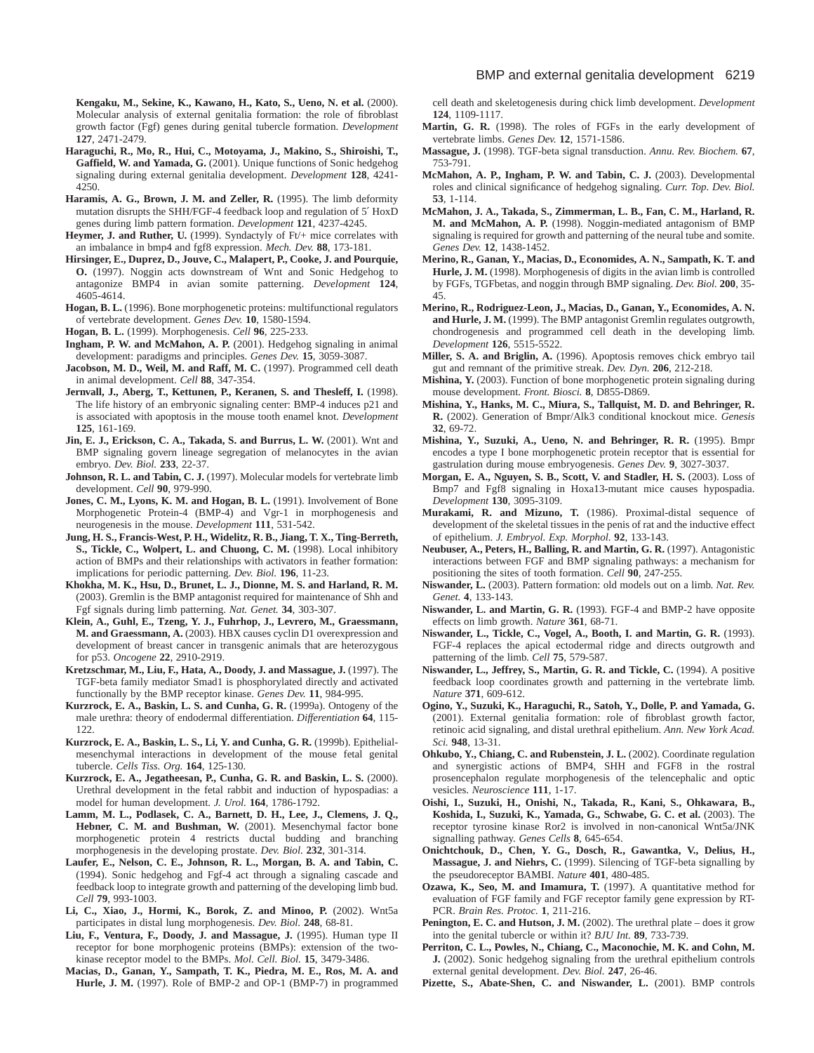**Kengaku, M., Sekine, K., Kawano, H., Kato, S., Ueno, N. et al.** (2000). Molecular analysis of external genitalia formation: the role of fibroblast growth factor (Fgf) genes during genital tubercle formation. *Development* **127**, 2471-2479.

**Haraguchi, R., Mo, R., Hui, C., Motoyama, J., Makino, S., Shiroishi, T., Gaffield, W. and Yamada, G.** (2001). Unique functions of Sonic hedgehog signaling during external genitalia development. *Development* **128**, 4241-4250.

**Haramis, A. G., Brown, J. M. and Zeller, R.** (1995). The limb deformity mutation disrupts the SHH/FGF-4 feedback loop and regulation of 5′ HoxD genes during limb pattern formation. *Development* **121**, 4237-4245.

**Heymer, J. and Ruther, U.** (1999). Syndactyly of Ft/+ mice correlates with an imbalance in bmp4 and fgf8 expression. *Mech. Dev.* **88**, 173-181.

**Hirsinger, E., Duprez, D., Jouve, C., Malapert, P., Cooke, J. and Pourquie, O.** (1997). Noggin acts downstream of Wnt and Sonic Hedgehog to antagonize BMP4 in avian somite patterning. *Development* **124**, 4605-4614.

**Hogan, B. L.** (1996). Bone morphogenetic proteins: multifunctional regulators of vertebrate development. *Genes Dev.* **10**, 1580-1594.

**Hogan, B. L.** (1999). Morphogenesis. *Cell* **96**, 225-233.

**Ingham, P. W. and McMahon, A. P.** (2001). Hedgehog signaling in animal development: paradigms and principles. *Genes Dev.* **15**, 3059-3087.

**Jacobson, M. D., Weil, M. and Raff, M. C.** (1997). Programmed cell death in animal development. *Cell* **88**, 347-354.

**Jernvall, J., Aberg, T., Kettunen, P., Keranen, S. and Thesleff, I.** (1998). The life history of an embryonic signaling center: BMP-4 induces p21 and is associated with apoptosis in the mouse tooth enamel knot. *Development* **125**, 161-169.

**Jin, E. J., Erickson, C. A., Takada, S. and Burrus, L. W.** (2001). Wnt and BMP signaling govern lineage segregation of melanocytes in the avian embryo. *Dev. Biol.* **233**, 22-37.

**Johnson, R. L. and Tabin, C. J.** (1997). Molecular models for vertebrate limb development. *Cell* **90**, 979-990.

**Jones, C. M., Lyons, K. M. and Hogan, B. L.** (1991). Involvement of Bone Morphogenetic Protein-4 (BMP-4) and Vgr-1 in morphogenesis and neurogenesis in the mouse. *Development* **111**, 531-542.

**Jung, H. S., Francis-West, P. H., Widelitz, R. B., Jiang, T. X., Ting-Berreth, S., Tickle, C., Wolpert, L. and Chuong, C. M.** (1998). Local inhibitory action of BMPs and their relationships with activators in feather formation: implications for periodic patterning. *Dev. Biol.* **196**, 11-23.

**Khokha, M. K., Hsu, D., Brunet, L. J., Dionne, M. S. and Harland, R. M.** (2003). Gremlin is the BMP antagonist required for maintenance of Shh and Fgf signals during limb patterning. *Nat. Genet.* **34**, 303-307.

**Klein, A., Guhl, E., Tzeng, Y. J., Fuhrhop, J., Levrero, M., Graessmann, M. and Graessmann, A.** (2003). HBX causes cyclin D1 overexpression and development of breast cancer in transgenic animals that are heterozygous for p53. *Oncogene* **22**, 2910-2919.

**Kretzschmar, M., Liu, F., Hata, A., Doody, J. and Massague, J.** (1997). The TGF-beta family mediator Smad1 is phosphorylated directly and activated functionally by the BMP receptor kinase. *Genes Dev.* **11**, 984-995.

**Kurzrock, E. A., Baskin, L. S. and Cunha, G. R.** (1999a). Ontogeny of the male urethra: theory of endodermal differentiation. *Differentiation* **64**, 115-122.

**Kurzrock, E. A., Baskin, L. S., Li, Y. and Cunha, G. R.** (1999b). Epithelial-mesenchymal interactions in development of the mouse fetal genital tubercle. *Cells Tiss. Org.* **164**, 125-130.

**Kurzrock, E. A., Jegatheesan, P., Cunha, G. R. and Baskin, L. S.** (2000). Urethral development in the fetal rabbit and induction of hypospadias: a model for human development. *J. Urol.* **164**, 1786-1792.

**Lamm, M. L., Podlasek, C. A., Barnett, D. H., Lee, J., Clemens, J. Q., Hebner, C. M. and Bushman, W.** (2001). Mesenchymal factor bone morphogenetic protein 4 restricts ductal budding and branching morphogenesis in the developing prostate. *Dev. Biol.* **232**, 301-314.

**Laufer, E., Nelson, C. E., Johnson, R. L., Morgan, B. A. and Tabin, C.** (1994). Sonic hedgehog and Fgf-4 act through a signaling cascade and feedback loop to integrate growth and patterning of the developing limb bud. *Cell* **79**, 993-1003.

**Li, C., Xiao, J., Hormi, K., Borok, Z. and Minoo, P.** (2002). Wnt5a participates in distal lung morphogenesis. *Dev. Biol.* **248**, 68-81.

**Liu, F., Ventura, F., Doody, J. and Massague, J.** (1995). Human type II receptor for bone morphogenic proteins (BMPs): extension of the two-kinase receptor model to the BMPs. *Mol. Cell. Biol.* **15**, 3479-3486.

**Macias, D., Ganan, Y., Sampath, T. K., Piedra, M. E., Ros, M. A. and Hurle, J. M.** (1997). Role of BMP-2 and OP-1 (BMP-7) in programmed cell death and skeletogenesis during chick limb development. *Development* **124**, 1109-1117.

**Martin, G. R.** (1998). The roles of FGFs in the early development of vertebrate limbs. *Genes Dev.* **12**, 1571-1586.

**Massague, J.** (1998). TGF-beta signal transduction. *Annu. Rev. Biochem.* **67**, 753-791.

**McMahon, A. P., Ingham, P. W. and Tabin, C. J.** (2003). Developmental roles and clinical significance of hedgehog signaling. *Curr. Top. Dev. Biol.* **53**, 1-114.

**McMahon, J. A., Takada, S., Zimmerman, L. B., Fan, C. M., Harland, R. M. and McMahon, A. P.** (1998). Noggin-mediated antagonism of BMP signaling is required for growth and patterning of the neural tube and somite. *Genes Dev.* **12**, 1438-1452.

**Merino, R., Ganan, Y., Macias, D., Economides, A. N., Sampath, K. T. and Hurle, J. M.** (1998). Morphogenesis of digits in the avian limb is controlled by FGFs, TGFbetas, and noggin through BMP signaling. *Dev. Biol.* **200**, 35-45.

**Merino, R., Rodriguez-Leon, J., Macias, D., Ganan, Y., Economides, A. N. and Hurle, J. M.** (1999). The BMP antagonist Gremlin regulates outgrowth, chondrogenesis and programmed cell death in the developing limb. *Development* **126**, 5515-5522.

**Miller, S. A. and Briglin, A.** (1996). Apoptosis removes chick embryo tail gut and remnant of the primitive streak. *Dev. Dyn.* **206**, 212-218.

**Mishina, Y.** (2003). Function of bone morphogenetic protein signaling during mouse development. *Front. Biosci.* **8**, D855-D869.

**Mishina, Y., Hanks, M. C., Miura, S., Tallquist, M. D. and Behringer, R. R.** (2002). Generation of Bmpr/Alk3 conditional knockout mice. *Genesis* **32**, 69-72.

**Mishina, Y., Suzuki, A., Ueno, N. and Behringer, R. R.** (1995). Bmpr encodes a type I bone morphogenetic protein receptor that is essential for gastrulation during mouse embryogenesis. *Genes Dev.* **9**, 3027-3037.

**Morgan, E. A., Nguyen, S. B., Scott, V. and Stadler, H. S.** (2003). Loss of Bmp7 and Fgf8 signaling in Hoxa13-mutant mice causes hypospadia. *Development* **130**, 3095-3109.

**Murakami, R. and Mizuno, T.** (1986). Proximal-distal sequence of development of the skeletal tissues in the penis of rat and the inductive effect of epithelium. *J. Embryol. Exp. Morphol.* **92**, 133-143.

**Neubuser, A., Peters, H., Balling, R. and Martin, G. R.** (1997). Antagonistic interactions between FGF and BMP signaling pathways: a mechanism for positioning the sites of tooth formation. *Cell* **90**, 247-255.

**Niswander, L.** (2003). Pattern formation: old models out on a limb. *Nat. Rev. Genet.* **4**, 133-143.

**Niswander, L. and Martin, G. R.** (1993). FGF-4 and BMP-2 have opposite effects on limb growth. *Nature* **361**, 68-71.

**Niswander, L., Tickle, C., Vogel, A., Booth, I. and Martin, G. R.** (1993). FGF-4 replaces the apical ectodermal ridge and directs outgrowth and patterning of the limb. *Cell* **75**, 579-587.

**Niswander, L., Jeffrey, S., Martin, G. R. and Tickle, C.** (1994). A positive feedback loop coordinates growth and patterning in the vertebrate limb. *Nature* **371**, 609-612.

**Ogino, Y., Suzuki, K., Haraguchi, R., Satoh, Y., Dolle, P. and Yamada, G.** (2001). External genitalia formation: role of fibroblast growth factor, retinoic acid signaling, and distal urethral epithelium. *Ann. New York Acad. Sci.* **948**, 13-31.

**Ohkubo, Y., Chiang, C. and Rubenstein, J. L.** (2002). Coordinate regulation and synergistic actions of BMP4, SHH and FGF8 in the rostral prosencephalon regulate morphogenesis of the telencephalic and optic vesicles. *Neuroscience* **111**, 1-17.

**Oishi, I., Suzuki, H., Onishi, N., Takada, R., Kani, S., Ohkawara, B., Koshida, I., Suzuki, K., Yamada, G., Schwabe, G. C. et al.** (2003). The receptor tyrosine kinase Ror2 is involved in non-canonical Wnt5a/JNK signalling pathway. *Genes Cells* **8**, 645-654.

**Onichtchouk, D., Chen, Y. G., Dosch, R., Gawantka, V., Delius, H., Massague, J. and Niehrs, C.** (1999). Silencing of TGF-beta signalling by the pseudoreceptor BAMBI. *Nature* **401**, 480-485.

**Ozawa, K., Seo, M. and Imamura, T.** (1997). A quantitative method for evaluation of FGF family and FGF receptor family gene expression by RT-PCR. *Brain Res. Protoc.* **1**, 211-216.

**Penington, E. C. and Hutson, J. M.** (2002). The urethral plate – does it grow into the genital tubercle or within it? *BJU Int.* **89**, 733-739.

**Perriton, C. L., Powles, N., Chiang, C., Maconochie, M. K. and Cohn, M. J.** (2002). Sonic hedgehog signaling from the urethral epithelium controls external genital development. *Dev. Biol.* **247**, 26-46.

**Pizette, S., Abate-Shen, C. and Niswander, L.** (2001). BMP controls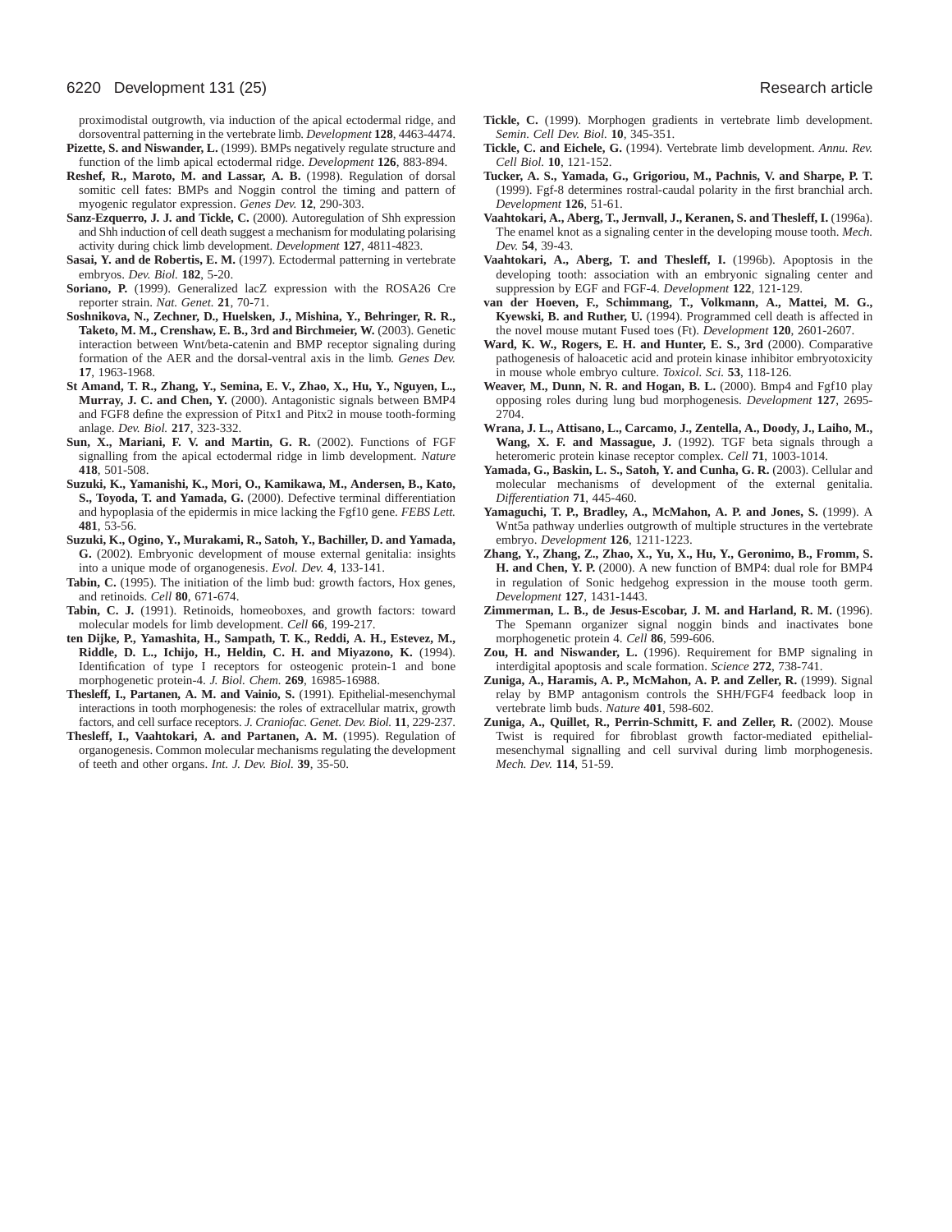proximodistal outgrowth, via induction of the apical ectodermal ridge, and dorsoventral patterning in the vertebrate limb. *Development* **128**, 4463-4474.

**Pizette, S. and Niswander, L.** (1999). BMPs negatively regulate structure and function of the limb apical ectodermal ridge. *Development* **126**, 883-894.

**Reshef, R., Maroto, M. and Lassar, A. B.** (1998). Regulation of dorsal somitic cell fates: BMPs and Noggin control the timing and pattern of myogenic regulator expression. *Genes Dev.* **12**, 290-303.

**Sanz-Ezquerro, J. J. and Tickle, C.** (2000). Autoregulation of Shh expression and Shh induction of cell death suggest a mechanism for modulating polarising activity during chick limb development. *Development* **127**, 4811-4823.

**Sasai, Y. and de Robertis, E. M.** (1997). Ectodermal patterning in vertebrate embryos. *Dev. Biol.* **182**, 5-20.

**Soriano, P.** (1999). Generalized lacZ expression with the ROSA26 Cre reporter strain. *Nat. Genet.* **21**, 70-71.

**Soshnikova, N., Zechner, D., Huelsken, J., Mishina, Y., Behringer, R. R., Taketo, M. M., Crenshaw, E. B., 3rd and Birchmeier, W.** (2003). Genetic interaction between Wnt/beta-catenin and BMP receptor signaling during formation of the AER and the dorsal-ventral axis in the limb. *Genes Dev.* **17**, 1963-1968.

**St Amand, T. R., Zhang, Y., Semina, E. V., Zhao, X., Hu, Y., Nguyen, L., Murray, J. C. and Chen, Y.** (2000). Antagonistic signals between BMP4 and FGF8 define the expression of Pitx1 and Pitx2 in mouse tooth-forming anlage. *Dev. Biol.* **217**, 323-332.

**Sun, X., Mariani, F. V. and Martin, G. R.** (2002). Functions of FGF signalling from the apical ectodermal ridge in limb development. *Nature* **418**, 501-508.

**Suzuki, K., Yamanishi, K., Mori, O., Kamikawa, M., Andersen, B., Kato, S., Toyoda, T. and Yamada, G.** (2000). Defective terminal differentiation and hypoplasia of the epidermis in mice lacking the Fgf10 gene. *FEBS Lett.* **481**, 53-56.

**Suzuki, K., Ogino, Y., Murakami, R., Satoh, Y., Bachiller, D. and Yamada, G.** (2002). Embryonic development of mouse external genitalia: insights into a unique mode of organogenesis. *Evol. Dev.* **4**, 133-141.

**Tabin, C.** (1995). The initiation of the limb bud: growth factors, Hox genes, and retinoids. *Cell* **80**, 671-674.

**Tabin, C. J.** (1991). Retinoids, homeoboxes, and growth factors: toward molecular models for limb development. *Cell* **66**, 199-217.

**ten Dijke, P., Yamashita, H., Sampath, T. K., Reddi, A. H., Estevez, M., Riddle, D. L., Ichijo, H., Heldin, C. H. and Miyazono, K.** (1994). Identification of type I receptors for osteogenic protein-1 and bone morphogenetic protein-4. *J. Biol. Chem.* **269**, 16985-16988.

**Thesleff, I., Partanen, A. M. and Vainio, S.** (1991). Epithelial-mesenchymal interactions in tooth morphogenesis: the roles of extracellular matrix, growth factors, and cell surface receptors. *J. Craniofac. Genet. Dev. Biol.* **11**, 229-237.

**Thesleff, I., Vaahtokari, A. and Partanen, A. M.** (1995). Regulation of organogenesis. Common molecular mechanisms regulating the development of teeth and other organs. *Int. J. Dev. Biol.* **39**, 35-50.

**Tickle, C.** (1999). Morphogen gradients in vertebrate limb development. *Semin. Cell Dev. Biol.* **10**, 345-351.

**Tickle, C. and Eichele, G.** (1994). Vertebrate limb development. *Annu. Rev. Cell Biol.* **10**, 121-152.

**Tucker, A. S., Yamada, G., Grigoriou, M., Pachnis, V. and Sharpe, P. T.** (1999). Fgf-8 determines rostral-caudal polarity in the first branchial arch. *Development* **126**, 51-61.

**Vaahtokari, A., Aberg, T., Jernvall, J., Keranen, S. and Thesleff, I.** (1996a). The enamel knot as a signaling center in the developing mouse tooth. *Mech. Dev.* **54**, 39-43.

**Vaahtokari, A., Aberg, T. and Thesleff, I.** (1996b). Apoptosis in the developing tooth: association with an embryonic signaling center and suppression by EGF and FGF-4. *Development* **122**, 121-129.

**van der Hoeven, F., Schimmang, T., Volkmann, A., Mattei, M. G., Kyewski, B. and Ruther, U.** (1994). Programmed cell death is affected in the novel mouse mutant Fused toes (Ft). *Development* **120**, 2601-2607.

**Ward, K. W., Rogers, E. H. and Hunter, E. S., 3rd** (2000). Comparative pathogenesis of haloacetic acid and protein kinase inhibitor embryotoxicity in mouse whole embryo culture. *Toxicol. Sci.* **53**, 118-126.

**Weaver, M., Dunn, N. R. and Hogan, B. L.** (2000). Bmp4 and Fgf10 play opposing roles during lung bud morphogenesis. *Development* **127**, 2695-2704.

**Wrana, J. L., Attisano, L., Carcamo, J., Zentella, A., Doody, J., Laiho, M., Wang, X. F. and Massague, J.** (1992). TGF beta signals through a heteromeric protein kinase receptor complex. *Cell* **71**, 1003-1014.

**Yamada, G., Baskin, L. S., Satoh, Y. and Cunha, G. R.** (2003). Cellular and molecular mechanisms of development of the external genitalia. *Differentiation* **71**, 445-460.

**Yamaguchi, T. P., Bradley, A., McMahon, A. P. and Jones, S.** (1999). A Wnt5a pathway underlies outgrowth of multiple structures in the vertebrate embryo. *Development* **126**, 1211-1223.

**Zhang, Y., Zhang, Z., Zhao, X., Yu, X., Hu, Y., Geronimo, B., Fromm, S. H. and Chen, Y. P.** (2000). A new function of BMP4: dual role for BMP4 in regulation of Sonic hedgehog expression in the mouse tooth germ. *Development* **127**, 1431-1443.

**Zimmerman, L. B., de Jesus-Escobar, J. M. and Harland, R. M.** (1996). The Spemann organizer signal noggin binds and inactivates bone morphogenetic protein 4. *Cell* **86**, 599-606.

**Zou, H. and Niswander, L.** (1996). Requirement for BMP signaling in interdigital apoptosis and scale formation. *Science* **272**, 738-741.

**Zuniga, A., Haramis, A. P., McMahon, A. P. and Zeller, R.** (1999). Signal relay by BMP antagonism controls the SHH/FGF4 feedback loop in vertebrate limb buds. *Nature* **401**, 598-602.

**Zuniga, A., Quillet, R., Perrin-Schmitt, F. and Zeller, R.** (2002). Mouse Twist is required for fibroblast growth factor-mediated epithelial-mesenchymal signalling and cell survival during limb morphogenesis. *Mech. Dev.* **114**, 51-59.